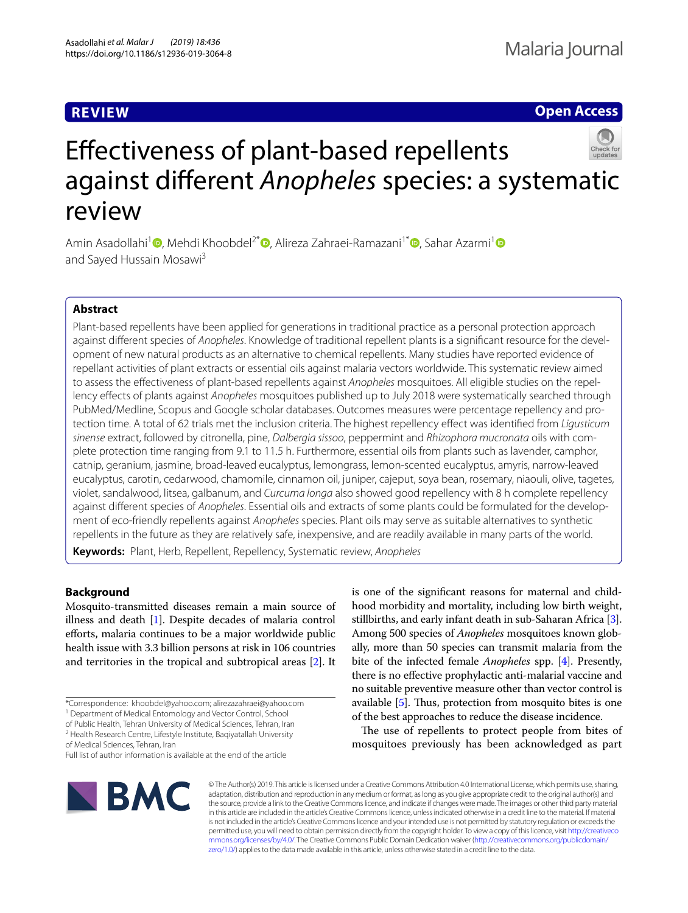REVIEW

Open Access

# Effectiveness of plant-based repellents against different *Anopheles* species: a systematic review

Amin Asadollahi[1], Mehdi Khoobdel[2*], Alireza Zahraei-Ramazani[1*], Sahar Azarmi[1] and Sayed Hussain Mosawi[3]

## Abstract

Plant-based repellents have been applied for generations in traditional practice as a personal protection approach against different species of *Anopheles*. Knowledge of traditional repellent plants is a significant resource for the development of new natural products as an alternative to chemical repellents. Many studies have reported evidence of repellant activities of plant extracts or essential oils against malaria vectors worldwide. This systematic review aimed to assess the effectiveness of plant-based repellents against *Anopheles* mosquitoes. All eligible studies on the repellency effects of plants against *Anopheles* mosquitoes published up to July 2018 were systematically searched through PubMed/Medline, Scopus and Google scholar databases. Outcomes measures were percentage repellency and protection time. A total of 62 trials met the inclusion criteria. The highest repellency effect was identified from *Ligusticum sinense* extract, followed by citronella, pine, *Dalbergia sissoo*, peppermint and *Rhizophora mucronata* oils with complete protection time ranging from 9.1 to 11.5 h. Furthermore, essential oils from plants such as lavender, camphor, catnip, geranium, jasmine, broad-leaved eucalyptus, lemongrass, lemon-scented eucalyptus, amyris, narrow-leaved eucalyptus, carotin, cedarwood, chamomile, cinnamon oil, juniper, cajeput, soya bean, rosemary, niaouli, olive, tagetes, violet, sandalwood, litsea, galbanum, and *Curcuma longa* also showed good repellency with 8 h complete repellency against different species of *Anopheles*. Essential oils and extracts of some plants could be formulated for the development of eco-friendly repellents against *Anopheles* species. Plant oils may serve as suitable alternatives to synthetic repellents in the future as they are relatively safe, inexpensive, and are readily available in many parts of the world.

**Keywords:** Plant, Herb, Repellent, Repellency, Systematic review, *Anopheles*

## Background

Mosquito-transmitted diseases remain a main source of illness and death [1]. Despite decades of malaria control efforts, malaria continues to be a major worldwide public health issue with 3.3 billion persons at risk in 106 countries and territories in the tropical and subtropical areas [2]. It is one of the significant reasons for maternal and childhood morbidity and mortality, including low birth weight, stillbirths, and early infant death in sub-Saharan Africa [3]. Among 500 species of *Anopheles* mosquitoes known globally, more than 50 species can transmit malaria from the bite of the infected female *Anopheles* spp. [4]. Presently, there is no effective prophylactic anti-malarial vaccine and no suitable preventive measure other than vector control is available [5]. Thus, protection from mosquito bites is one of the best approaches to reduce the disease incidence.

The use of repellents to protect people from bites of mosquitoes previously has been acknowledged as part

*Correspondence: khoobdel@yahoo.com; alirezazahraei@yahoo.com
[1] Department of Medical Entomology and Vector Control, School of Public Health, Tehran University of Medical Sciences, Tehran, Iran
[2] Health Research Centre, Lifestyle Institute, Baqiyatallah University of Medical Sciences, Tehran, Iran
Full list of author information is available at the end of the article

© The Author(s) 2019. This article is licensed under a Creative Commons Attribution 4.0 International License, which permits use, sharing, adaptation, distribution and reproduction in any medium or format, as long as you give appropriate credit to the original author(s) and the source, provide a link to the Creative Commons licence, and indicate if changes were made. The images or other third party material in this article are included in the article's Creative Commons licence, unless indicated otherwise in a credit line to the material. If material is not included in the article's Creative Commons licence and your intended use is not permitted by statutory regulation or exceeds the permitted use, you will need to obtain permission directly from the copyright holder. To view a copy of this licence, visit http://creativecommons.org/licenses/by/4.0/. The Creative Commons Public Domain Dedication waiver (http://creativecommons.org/publicdomain/zero/1.0/) applies to the data made available in this article, unless otherwise stated in a credit line to the data.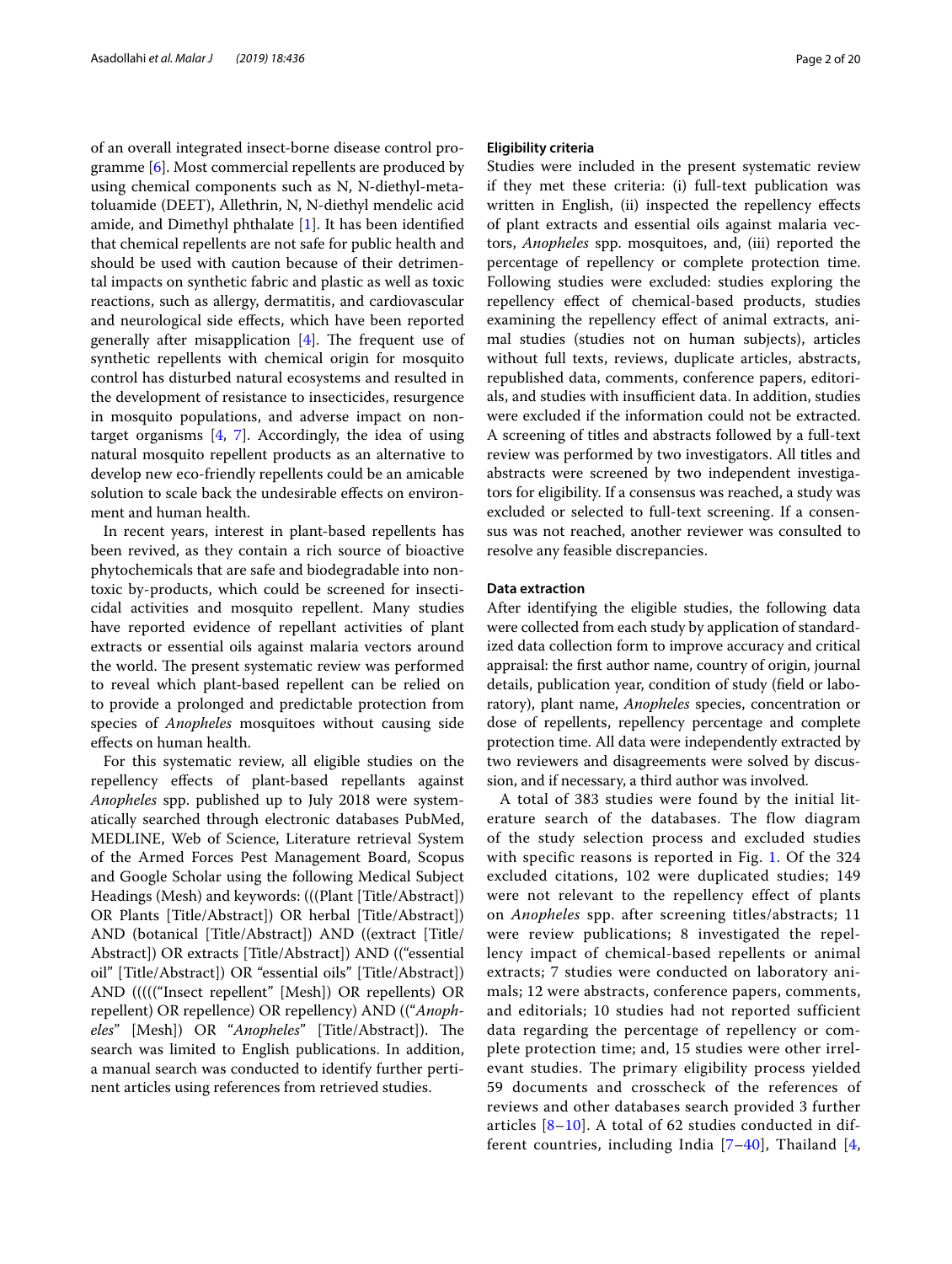of an overall integrated insect-borne disease control programme [6]. Most commercial repellents are produced by using chemical components such as N, N-diethyl-meta-toluamide (DEET), Allethrin, N, N-diethyl mendelic acid amide, and Dimethyl phthalate [1]. It has been identified that chemical repellents are not safe for public health and should be used with caution because of their detrimental impacts on synthetic fabric and plastic as well as toxic reactions, such as allergy, dermatitis, and cardiovascular and neurological side effects, which have been reported generally after misapplication [4]. The frequent use of synthetic repellents with chemical origin for mosquito control has disturbed natural ecosystems and resulted in the development of resistance to insecticides, resurgence in mosquito populations, and adverse impact on non-target organisms [4, 7]. Accordingly, the idea of using natural mosquito repellent products as an alternative to develop new eco-friendly repellents could be an amicable solution to scale back the undesirable effects on environment and human health.

In recent years, interest in plant-based repellents has been revived, as they contain a rich source of bioactive phytochemicals that are safe and biodegradable into non-toxic by-products, which could be screened for insecticidal activities and mosquito repellent. Many studies have reported evidence of repellant activities of plant extracts or essential oils against malaria vectors around the world. The present systematic review was performed to reveal which plant-based repellent can be relied on to provide a prolonged and predictable protection from species of *Anopheles* mosquitoes without causing side effects on human health.

For this systematic review, all eligible studies on the repellency effects of plant-based repellants against *Anopheles* spp. published up to July 2018 were systematically searched through electronic databases PubMed, MEDLINE, Web of Science, Literature retrieval System of the Armed Forces Pest Management Board, Scopus and Google Scholar using the following Medical Subject Headings (Mesh) and keywords: (((Plant [Title/Abstract]) OR Plants [Title/Abstract]) OR herbal [Title/Abstract]) AND (botanical [Title/Abstract]) AND ((extract [Title/Abstract]) OR extracts [Title/Abstract]) AND (("essential oil" [Title/Abstract]) OR "essential oils" [Title/Abstract]) AND ((((("Insect repellent" [Mesh]) OR repellents) OR repellent) OR repellence) OR repellency) AND (("*Anopheles*" [Mesh]) OR "*Anopheles*" [Title/Abstract]). The search was limited to English publications. In addition, a manual search was conducted to identify further pertinent articles using references from retrieved studies.

### Eligibility criteria

Studies were included in the present systematic review if they met these criteria: (i) full-text publication was written in English, (ii) inspected the repellency effects of plant extracts and essential oils against malaria vectors, *Anopheles* spp. mosquitoes, and, (iii) reported the percentage of repellency or complete protection time. Following studies were excluded: studies exploring the repellency effect of chemical-based products, studies examining the repellency effect of animal extracts, animal studies (studies not on human subjects), articles without full texts, reviews, duplicate articles, abstracts, republished data, comments, conference papers, editorials, and studies with insufficient data. In addition, studies were excluded if the information could not be extracted. A screening of titles and abstracts followed by a full-text review was performed by two investigators. All titles and abstracts were screened by two independent investigators for eligibility. If a consensus was reached, a study was excluded or selected to full-text screening. If a consensus was not reached, another reviewer was consulted to resolve any feasible discrepancies.

### Data extraction

After identifying the eligible studies, the following data were collected from each study by application of standardized data collection form to improve accuracy and critical appraisal: the first author name, country of origin, journal details, publication year, condition of study (field or laboratory), plant name, *Anopheles* species, concentration or dose of repellents, repellency percentage and complete protection time. All data were independently extracted by two reviewers and disagreements were solved by discussion, and if necessary, a third author was involved.

A total of 383 studies were found by the initial literature search of the databases. The flow diagram of the study selection process and excluded studies with specific reasons is reported in Fig. 1. Of the 324 excluded citations, 102 were duplicated studies; 149 were not relevant to the repellency effect of plants on *Anopheles* spp. after screening titles/abstracts; 11 were review publications; 8 investigated the repellency impact of chemical-based repellents or animal extracts; 7 studies were conducted on laboratory animals; 12 were abstracts, conference papers, comments, and editorials; 10 studies had not reported sufficient data regarding the percentage of repellency or complete protection time; and, 15 studies were other irrelevant studies. The primary eligibility process yielded 59 documents and crosscheck of the references of reviews and other databases search provided 3 further articles [8–10]. A total of 62 studies conducted in different countries, including India [7–40], Thailand [4,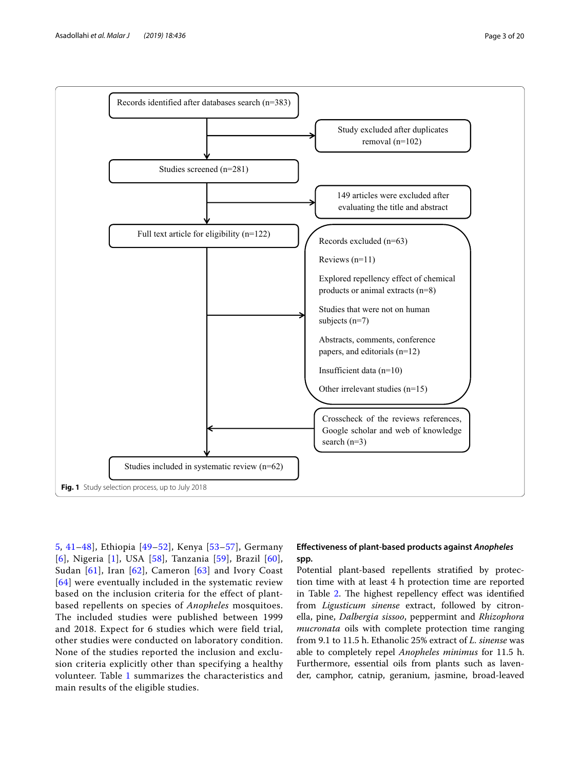Records identified after databases search (n=383)

Study excluded after duplicates removal (n=102)

Studies screened (n=281)

149 articles were excluded after evaluating the title and abstract

Full text article for eligibility (n=122)

Records excluded (n=63)

Reviews (n=11)

Explored repellency effect of chemical products or animal extracts (n=8)

Studies that were not on human subjects (n=7)

Abstracts, comments, conference papers, and editorials (n=12)

Insufficient data (n=10)

Other irrelevant studies (n=15)

Crosscheck of the reviews references, Google scholar and web of knowledge search (n=3)

Studies included in systematic review (n=62)

**Fig. 1** Study selection process, up to July 2018

5, 41–48], Ethiopia [49–52], Kenya [53–57], Germany [6], Nigeria [1], USA [58], Tanzania [59], Brazil [60], Sudan [61], Iran [62], Cameron [63] and Ivory Coast [64] were eventually included in the systematic review based on the inclusion criteria for the effect of plant-based repellents on species of *Anopheles* mosquitoes. The included studies were published between 1999 and 2018. Expect for 6 studies which were field trial, other studies were conducted on laboratory condition. None of the studies reported the inclusion and exclusion criteria explicitly other than specifying a healthy volunteer. Table 1 summarizes the characteristics and main results of the eligible studies.

### Effectiveness of plant-based products against *Anopheles* spp.

Potential plant-based repellents stratified by protection time with at least 4 h protection time are reported in Table 2. The highest repellency effect was identified from *Ligusticum sinense* extract, followed by citronella, pine, *Dalbergia sissoo*, peppermint and *Rhizophora mucronata* oils with complete protection time ranging from 9.1 to 11.5 h. Ethanolic 25% extract of *L. sinense* was able to completely repel *Anopheles minimus* for 11.5 h. Furthermore, essential oils from plants such as lavender, camphor, catnip, geranium, jasmine, broad-leaved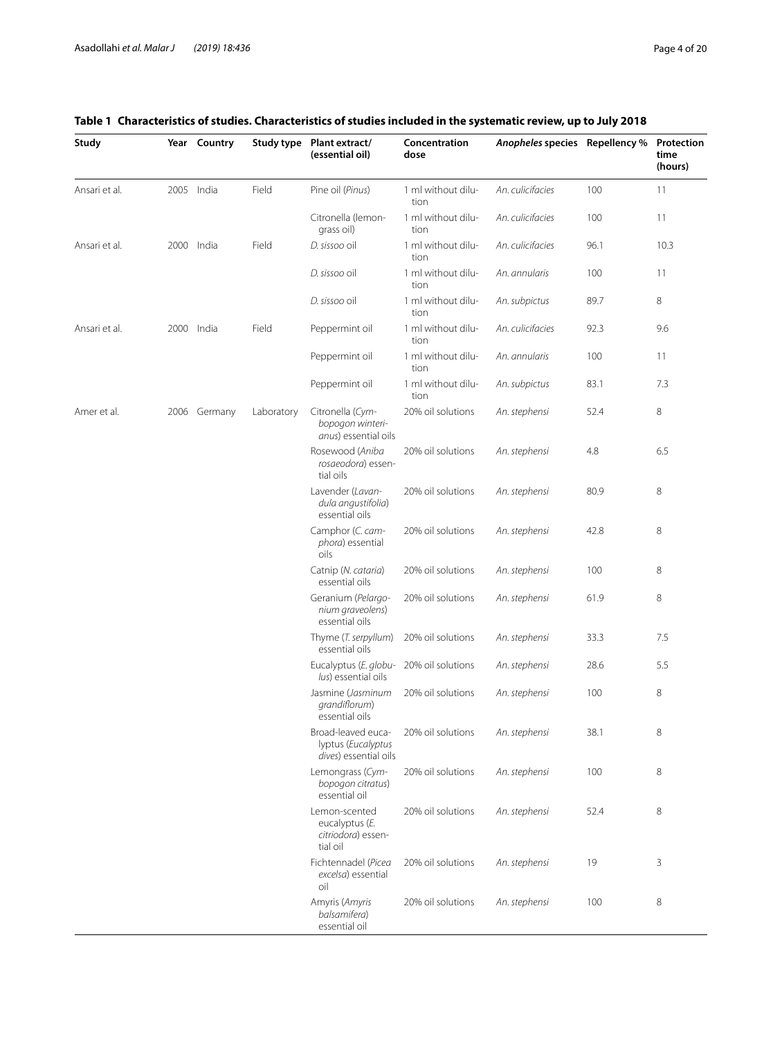**Table 1 Characteristics of studies. Characteristics of studies included in the systematic review, up to July 2018**

| Study | Year | Country | Study type | Plant extract/ (essential oil) | Concentration dose | *Anopheles* species | Repellency % | Protection time (hours) |
|---|---|---|---|---|---|---|---|---|
| Ansari et al. | 2005 | India | Field | Pine oil (*Pinus*) | 1 ml without dilution | *An. culicifacies* | 100 | 11 |
| | | | | Citronella (lemongrass oil) | 1 ml without dilution | *An. culicifacies* | 100 | 11 |
| Ansari et al. | 2000 | India | Field | *D. sissoo* oil | 1 ml without dilution | *An. culicifacies* | 96.1 | 10.3 |
| | | | | *D. sissoo* oil | 1 ml without dilution | *An. annularis* | 100 | 11 |
| | | | | *D. sissoo* oil | 1 ml without dilution | *An. subpictus* | 89.7 | 8 |
| Ansari et al. | 2000 | India | Field | Peppermint oil | 1 ml without dilution | *An. culicifacies* | 92.3 | 9.6 |
| | | | | Peppermint oil | 1 ml without dilution | *An. annularis* | 100 | 11 |
| | | | | Peppermint oil | 1 ml without dilution | *An. subpictus* | 83.1 | 7.3 |
| Amer et al. | 2006 | Germany | Laboratory | Citronella (*Cymbopogon winterianus*) essential oils | 20% oil solutions | *An. stephensi* | 52.4 | 8 |
| | | | | Rosewood (*Aniba rosaeodora*) essential oils | 20% oil solutions | *An. stephensi* | 4.8 | 6.5 |
| | | | | Lavender (*Lavandula angustifolia*) essential oils | 20% oil solutions | *An. stephensi* | 80.9 | 8 |
| | | | | Camphor (*C. camphora*) essential oils | 20% oil solutions | *An. stephensi* | 42.8 | 8 |
| | | | | Catnip (*N. cataria*) essential oils | 20% oil solutions | *An. stephensi* | 100 | 8 |
| | | | | Geranium (*Pelargonium graveolens*) essential oils | 20% oil solutions | *An. stephensi* | 61.9 | 8 |
| | | | | Thyme (*T. serpyllum*) essential oils | 20% oil solutions | *An. stephensi* | 33.3 | 7.5 |
| | | | | Eucalyptus (*E. globulus*) essential oils | 20% oil solutions | *An. stephensi* | 28.6 | 5.5 |
| | | | | Jasmine (*Jasminum grandiflorum*) essential oils | 20% oil solutions | *An. stephensi* | 100 | 8 |
| | | | | Broad-leaved eucalyptus (*Eucalyptus dives*) essential oils | 20% oil solutions | *An. stephensi* | 38.1 | 8 |
| | | | | Lemongrass (*Cymbopogon citratus*) essential oil | 20% oil solutions | *An. stephensi* | 100 | 8 |
| | | | | Lemon-scented eucalyptus (*E. citriodora*) essential oil | 20% oil solutions | *An. stephensi* | 52.4 | 8 |
| | | | | Fichtennadel (*Picea excelsa*) essential oil | 20% oil solutions | *An. stephensi* | 19 | 3 |
| | | | | Amyris (*Amyris balsamifera*) essential oil | 20% oil solutions | *An. stephensi* | 100 | 8 |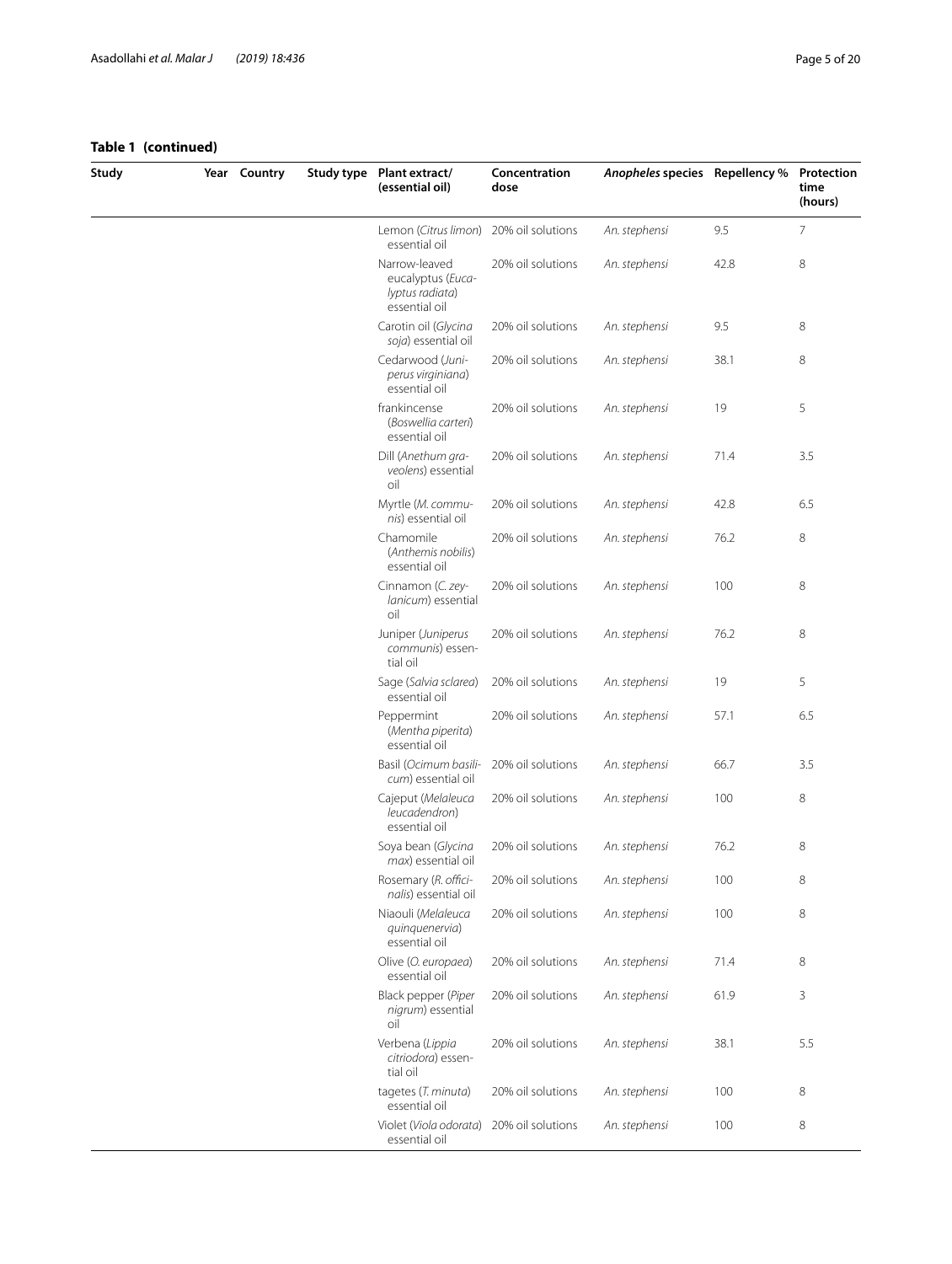**Table 1 (continued)**

| Study | Year | Country | Study type | Plant extract/ (essential oil) | Concentration dose | *Anopheles* species | Repellency % | Protection time (hours) |
|---|---|---|---|---|---|---|---|---|
| | | | | Lemon (*Citrus limon*) essential oil | 20% oil solutions | *An. stephensi* | 9.5 | 7 |
| | | | | Narrow-leaved eucalyptus (*Eucalyptus radiata*) essential oil | 20% oil solutions | *An. stephensi* | 42.8 | 8 |
| | | | | Carotin oil (*Glycina soja*) essential oil | 20% oil solutions | *An. stephensi* | 9.5 | 8 |
| | | | | Cedarwood (*Juniperus virginiana*) essential oil | 20% oil solutions | *An. stephensi* | 38.1 | 8 |
| | | | | frankincense (*Boswellia carteri*) essential oil | 20% oil solutions | *An. stephensi* | 19 | 5 |
| | | | | Dill (*Anethum graveolens*) essential oil | 20% oil solutions | *An. stephensi* | 71.4 | 3.5 |
| | | | | Myrtle (*M. communis*) essential oil | 20% oil solutions | *An. stephensi* | 42.8 | 6.5 |
| | | | | Chamomile (*Anthemis nobilis*) essential oil | 20% oil solutions | *An. stephensi* | 76.2 | 8 |
| | | | | Cinnamon (*C. zeylanicum*) essential oil | 20% oil solutions | *An. stephensi* | 100 | 8 |
| | | | | Juniper (*Juniperus communis*) essential oil | 20% oil solutions | *An. stephensi* | 76.2 | 8 |
| | | | | Sage (*Salvia sclarea*) essential oil | 20% oil solutions | *An. stephensi* | 19 | 5 |
| | | | | Peppermint (*Mentha piperita*) essential oil | 20% oil solutions | *An. stephensi* | 57.1 | 6.5 |
| | | | | Basil (*Ocimum basilicum*) essential oil | 20% oil solutions | *An. stephensi* | 66.7 | 3.5 |
| | | | | Cajeput (*Melaleuca leucadendron*) essential oil | 20% oil solutions | *An. stephensi* | 100 | 8 |
| | | | | Soya bean (*Glycina max*) essential oil | 20% oil solutions | *An. stephensi* | 76.2 | 8 |
| | | | | Rosemary (*R. officinalis*) essential oil | 20% oil solutions | *An. stephensi* | 100 | 8 |
| | | | | Niaouli (*Melaleuca quinquenervia*) essential oil | 20% oil solutions | *An. stephensi* | 100 | 8 |
| | | | | Olive (*O. europaea*) essential oil | 20% oil solutions | *An. stephensi* | 71.4 | 8 |
| | | | | Black pepper (*Piper nigrum*) essential oil | 20% oil solutions | *An. stephensi* | 61.9 | 3 |
| | | | | Verbena (*Lippia citriodora*) essential oil | 20% oil solutions | *An. stephensi* | 38.1 | 5.5 |
| | | | | tagetes (*T. minuta*) essential oil | 20% oil solutions | *An. stephensi* | 100 | 8 |
| | | | | Violet (*Viola odorata*) essential oil | 20% oil solutions | *An. stephensi* | 100 | 8 |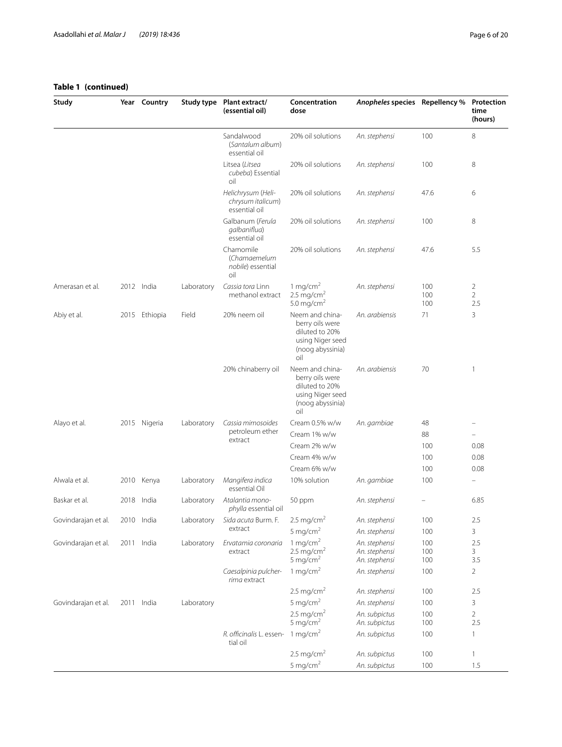**Table 1 (continued)**

| Study | Year | Country | Study type | Plant extract/ (essential oil) | Concentration dose | *Anopheles* species | Repellency % | Protection time (hours) |
|---|---|---|---|---|---|---|---|---|
| | | | | Sandalwood (*Santalum album*) essential oil | 20% oil solutions | *An. stephensi* | 100 | 8 |
| | | | | Litsea (*Litsea cubeba*) Essential oil | 20% oil solutions | *An. stephensi* | 100 | 8 |
| | | | | Helichrysum (*Helichrysum italicum*) essential oil | 20% oil solutions | *An. stephensi* | 47.6 | 6 |
| | | | | Galbanum (*Ferula galbaniflua*) essential oil | 20% oil solutions | *An. stephensi* | 100 | 8 |
| | | | | Chamomile (*Chamaemelum nobile*) essential oil | 20% oil solutions | *An. stephensi* | 47.6 | 5.5 |
| Amerasan et al. | 2012 | India | Laboratory | *Cassia tora* Linn methanol extract | 1 mg/cm$^2$<br>2.5 mg/cm$^2$<br>5.0 mg/cm$^2$ | *An. stephensi* | 100<br>100<br>100 | 2<br>2<br>2.5 |
| Abiy et al. | 2015 | Ethiopia | Field | 20% neem oil | Neem and chinaberry oils were diluted to 20% using Niger seed (noog abyssinia) oil | *An. arabiensis* | 71 | 3 |
| | | | | 20% chinaberry oil | Neem and chinaberry oils were diluted to 20% using Niger seed (noog abyssinia) oil | *An. arabiensis* | 70 | 1 |
| Alayo et al. | 2015 | Nigeria | Laboratory | *Cassia mimosoides* petroleum ether extract | Cream 0.5% w/w | *An. gambiae* | 48 | – |
| | | | | | Cream 1% w/w | | 88 | – |
| | | | | | Cream 2% w/w | | 100 | 0.08 |
| | | | | | Cream 4% w/w | | 100 | 0.08 |
| | | | | | Cream 6% w/w | | 100 | 0.08 |
| Alwala et al. | 2010 | Kenya | Laboratory | *Mangifera indica* essential Oil | 10% solution | *An. gambiae* | 100 | – |
| Baskar et al. | 2018 | India | Laboratory | *Atalantia monophylla* essential oil | 50 ppm | *An. stephensi* | – | 6.85 |
| Govindarajan et al. | 2010 | India | Laboratory | *Sida acuta* Burm. F. extract | 2.5 mg/cm$^2$ | *An. stephensi* | 100 | 2.5 |
| | | | | | 5 mg/cm$^2$ | *An. stephensi* | 100 | 3 |
| Govindarajan et al. | 2011 | India | Laboratory | *Ervatamia coronaria* extract | 1 mg/cm$^2$<br>2.5 mg/cm$^2$<br>5 mg/cm$^2$ | *An. stephensi*<br>*An. stephensi*<br>*An. stephensi* | 100<br>100<br>100 | 2.5<br>3<br>3.5 |
| | | | | *Caesalpinia pulcherrima* extract | 1 mg/cm$^2$ | *An. stephensi* | 100 | 2 |
| | | | | | 2.5 mg/cm$^2$ | *An. stephensi* | 100 | 2.5 |
| Govindarajan et al. | 2011 | India | Laboratory | | 5 mg/cm$^2$ | *An. stephensi* | 100 | 3 |
| | | | | | 2.5 mg/cm$^2$<br>5 mg/cm$^2$ | *An. subpictus*<br>*An. subpictus* | 100<br>100 | 2<br>2.5 |
| | | | | *R. officinalis* L. essential oil | 1 mg/cm$^2$ | *An. subpictus* | 100 | 1 |
| | | | | | 2.5 mg/cm$^2$ | *An. subpictus* | 100 | 1 |
| | | | | | 5 mg/cm$^2$ | *An. subpictus* | 100 | 1.5 |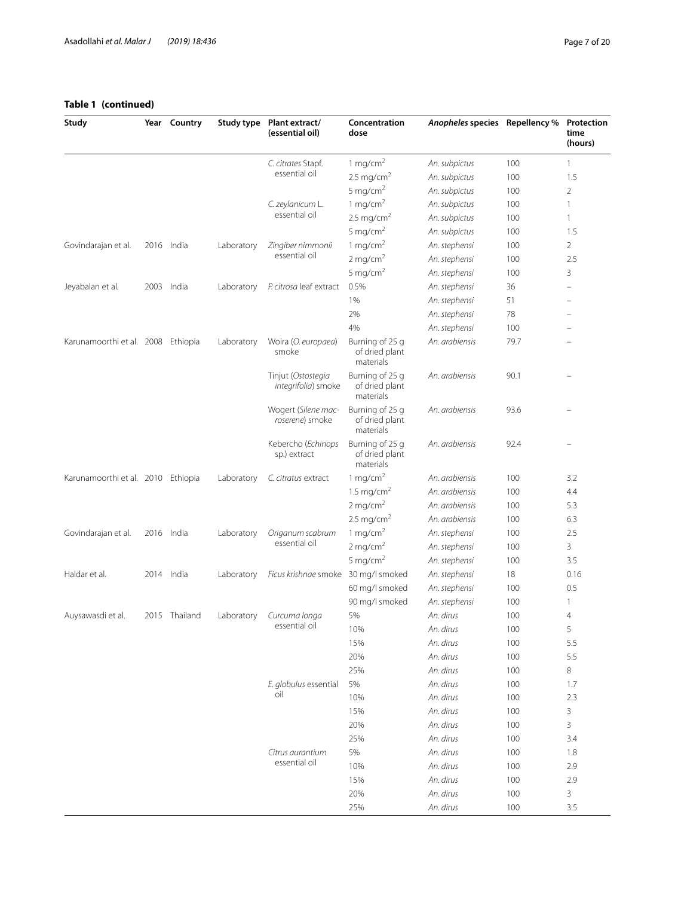**Table 1 (continued)**

| Study | Year | Country | Study type | Plant extract/ (essential oil) | Concentration dose | *Anopheles* species | Repellency % | Protection time (hours) |
|---|---|---|---|---|---|---|---|---|
| | | | | *C. citrates* Stapf. essential oil | 1 mg/cm$^2$ | *An. subpictus* | 100 | 1 |
| | | | | | 2.5 mg/cm$^2$ | *An. subpictus* | 100 | 1.5 |
| | | | | | 5 mg/cm$^2$ | *An. subpictus* | 100 | 2 |
| | | | | *C. zeylanicum* L. essential oil | 1 mg/cm$^2$ | *An. subpictus* | 100 | 1 |
| | | | | | 2.5 mg/cm$^2$ | *An. subpictus* | 100 | 1 |
| | | | | | 5 mg/cm$^2$ | *An. subpictus* | 100 | 1.5 |
| Govindarajan et al. | 2016 | India | Laboratory | *Zingiber nimmonii* essential oil | 1 mg/cm$^2$ | *An. stephensi* | 100 | 2 |
| | | | | | 2 mg/cm$^2$ | *An. stephensi* | 100 | 2.5 |
| | | | | | 5 mg/cm$^2$ | *An. stephensi* | 100 | 3 |
| Jeyabalan et al. | 2003 | India | Laboratory | *P. citrosa* leaf extract | 0.5% | *An. stephensi* | 36 | – |
| | | | | | 1% | *An. stephensi* | 51 | – |
| | | | | | 2% | *An. stephensi* | 78 | – |
| | | | | | 4% | *An. stephensi* | 100 | – |
| Karunamoorthi et al. | 2008 | Ethiopia | Laboratory | Woira (*O. europaea*) smoke | Burning of 25 g of dried plant materials | *An. arabiensis* | 79.7 | – |
| | | | | Tinjut (*Ostostegia integrifolia*) smoke | Burning of 25 g of dried plant materials | *An. arabiensis* | 90.1 | – |
| | | | | Wogert (*Silene macroserene*) smoke | Burning of 25 g of dried plant materials | *An. arabiensis* | 93.6 | – |
| | | | | Kebercho (*Echinops* sp.) extract | Burning of 25 g of dried plant materials | *An. arabiensis* | 92.4 | – |
| Karunamoorthi et al. | 2010 | Ethiopia | Laboratory | *C. citratus* extract | 1 mg/cm$^2$ | *An. arabiensis* | 100 | 3.2 |
| | | | | | 1.5 mg/cm$^2$ | *An. arabiensis* | 100 | 4.4 |
| | | | | | 2 mg/cm$^2$ | *An. arabiensis* | 100 | 5.3 |
| | | | | | 2.5 mg/cm$^2$ | *An. arabiensis* | 100 | 6.3 |
| Govindarajan et al. | 2016 | India | Laboratory | *Origanum scabrum* essential oil | 1 mg/cm$^2$ | *An. stephensi* | 100 | 2.5 |
| | | | | | 2 mg/cm$^2$ | *An. stephensi* | 100 | 3 |
| | | | | | 5 mg/cm$^2$ | *An. stephensi* | 100 | 3.5 |
| Haldar et al. | 2014 | India | Laboratory | *Ficus krishnae* smoke | 30 mg/l smoked | *An. stephensi* | 18 | 0.16 |
| | | | | | 60 mg/l smoked | *An. stephensi* | 100 | 0.5 |
| | | | | | 90 mg/l smoked | *An. stephensi* | 100 | 1 |
| Auysawasdi et al. | 2015 | Thailand | Laboratory | *Curcuma longa* essential oil | 5% | *An. dirus* | 100 | 4 |
| | | | | | 10% | *An. dirus* | 100 | 5 |
| | | | | | 15% | *An. dirus* | 100 | 5.5 |
| | | | | | 20% | *An. dirus* | 100 | 5.5 |
| | | | | | 25% | *An. dirus* | 100 | 8 |
| | | | | *E. globulus* essential oil | 5% | *An. dirus* | 100 | 1.7 |
| | | | | | 10% | *An. dirus* | 100 | 2.3 |
| | | | | | 15% | *An. dirus* | 100 | 3 |
| | | | | | 20% | *An. dirus* | 100 | 3 |
| | | | | | 25% | *An. dirus* | 100 | 3.4 |
| | | | | *Citrus aurantium* essential oil | 5% | *An. dirus* | 100 | 1.8 |
| | | | | | 10% | *An. dirus* | 100 | 2.9 |
| | | | | | 15% | *An. dirus* | 100 | 2.9 |
| | | | | | 20% | *An. dirus* | 100 | 3 |
| | | | | | 25% | *An. dirus* | 100 | 3.5 |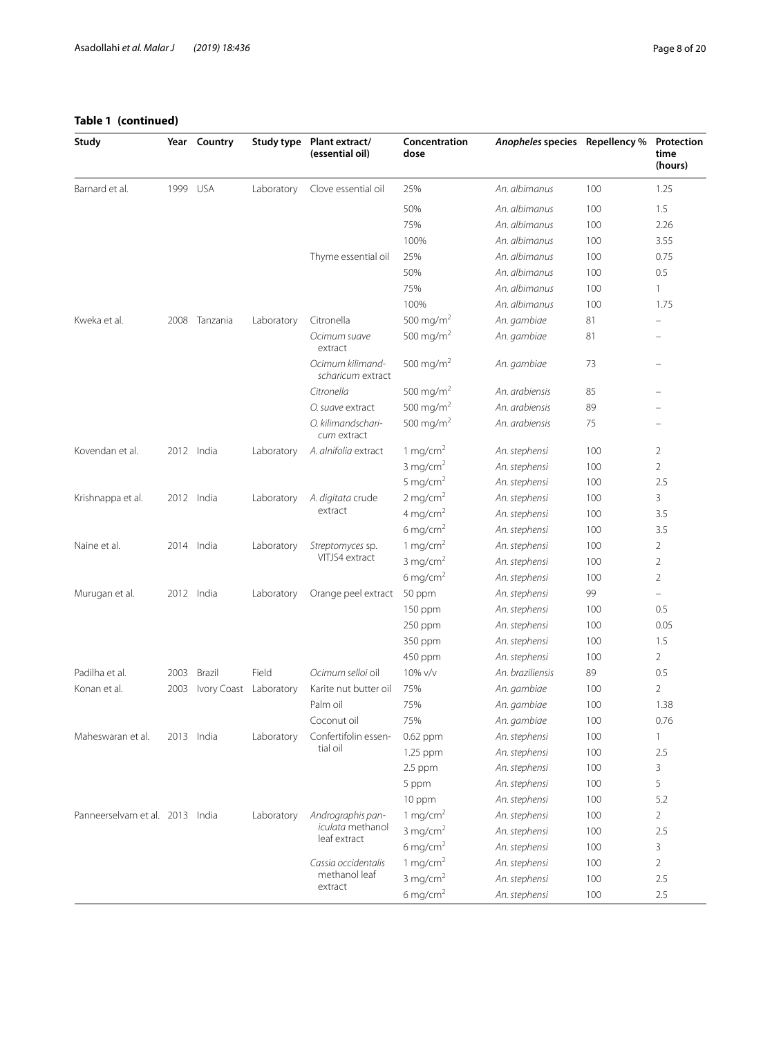**Table 1 (continued)**

| Study | Year | Country | Study type | Plant extract/ (essential oil) | Concentration dose | *Anopheles* species | Repellency % | Protection time (hours) |
|---|---|---|---|---|---|---|---|---|
| Barnard et al. | 1999 | USA | Laboratory | Clove essential oil | 25% | *An. albimanus* | 100 | 1.25 |
| | | | | | 50% | *An. albimanus* | 100 | 1.5 |
| | | | | | 75% | *An. albimanus* | 100 | 2.26 |
| | | | | | 100% | *An. albimanus* | 100 | 3.55 |
| | | | | Thyme essential oil | 25% | *An. albimanus* | 100 | 0.75 |
| | | | | | 50% | *An. albimanus* | 100 | 0.5 |
| | | | | | 75% | *An. albimanus* | 100 | 1 |
| | | | | | 100% | *An. albimanus* | 100 | 1.75 |
| Kweka et al. | 2008 | Tanzania | Laboratory | Citronella | 500 mg/m$^2$ | *An. gambiae* | 81 | – |
| | | | | *Ocimum suave* extract | 500 mg/m$^2$ | *An. gambiae* | 81 | – |
| | | | | *Ocimum kilimandscharicum* extract | 500 mg/m$^2$ | *An. gambiae* | 73 | – |
| | | | | *Citronella* | 500 mg/m$^2$ | *An. arabiensis* | 85 | – |
| | | | | *O. suave* extract | 500 mg/m$^2$ | *An. arabiensis* | 89 | – |
| | | | | *O. kilimandscharicum* extract | 500 mg/m$^2$ | *An. arabiensis* | 75 | – |
| Kovendan et al. | 2012 | India | Laboratory | *A. alnifolia* extract | 1 mg/cm$^2$ | *An. stephensi* | 100 | 2 |
| | | | | | 3 mg/cm$^2$ | *An. stephensi* | 100 | 2 |
| | | | | | 5 mg/cm$^2$ | *An. stephensi* | 100 | 2.5 |
| Krishnappa et al. | 2012 | India | Laboratory | *A. digitata* crude extract | 2 mg/cm$^2$ | *An. stephensi* | 100 | 3 |
| | | | | | 4 mg/cm$^2$ | *An. stephensi* | 100 | 3.5 |
| | | | | | 6 mg/cm$^2$ | *An. stephensi* | 100 | 3.5 |
| Naine et al. | 2014 | India | Laboratory | *Streptomyces* sp. VITJS4 extract | 1 mg/cm$^2$ | *An. stephensi* | 100 | 2 |
| | | | | | 3 mg/cm$^2$ | *An. stephensi* | 100 | 2 |
| | | | | | 6 mg/cm$^2$ | *An. stephensi* | 100 | 2 |
| Murugan et al. | 2012 | India | Laboratory | Orange peel extract | 50 ppm | *An. stephensi* | 99 | – |
| | | | | | 150 ppm | *An. stephensi* | 100 | 0.5 |
| | | | | | 250 ppm | *An. stephensi* | 100 | 0.05 |
| | | | | | 350 ppm | *An. stephensi* | 100 | 1.5 |
| | | | | | 450 ppm | *An. stephensi* | 100 | 2 |
| Padilha et al. | 2003 | Brazil | Field | *Ocimum selloi* oil | 10% v/v | *An. braziliensis* | 89 | 0.5 |
| Konan et al. | 2003 | Ivory Coast | Laboratory | Karite nut butter oil | 75% | *An. gambiae* | 100 | 2 |
| | | | | Palm oil | 75% | *An. gambiae* | 100 | 1.38 |
| | | | | Coconut oil | 75% | *An. gambiae* | 100 | 0.76 |
| Maheswaran et al. | 2013 | India | Laboratory | Confertifolin essential oil | 0.62 ppm | *An. stephensi* | 100 | 1 |
| | | | | | 1.25 ppm | *An. stephensi* | 100 | 2.5 |
| | | | | | 2.5 ppm | *An. stephensi* | 100 | 3 |
| | | | | | 5 ppm | *An. stephensi* | 100 | 5 |
| | | | | | 10 ppm | *An. stephensi* | 100 | 5.2 |
| Panneerselvam et al. | 2013 | India | Laboratory | *Andrographis paniculata* methanol leaf extract | 1 mg/cm$^2$ | *An. stephensi* | 100 | 2 |
| | | | | | 3 mg/cm$^2$ | *An. stephensi* | 100 | 2.5 |
| | | | | | 6 mg/cm$^2$ | *An. stephensi* | 100 | 3 |
| | | | | *Cassia occidentalis* methanol leaf extract | 1 mg/cm$^2$ | *An. stephensi* | 100 | 2 |
| | | | | | 3 mg/cm$^2$ | *An. stephensi* | 100 | 2.5 |
| | | | | | 6 mg/cm$^2$ | *An. stephensi* | 100 | 2.5 |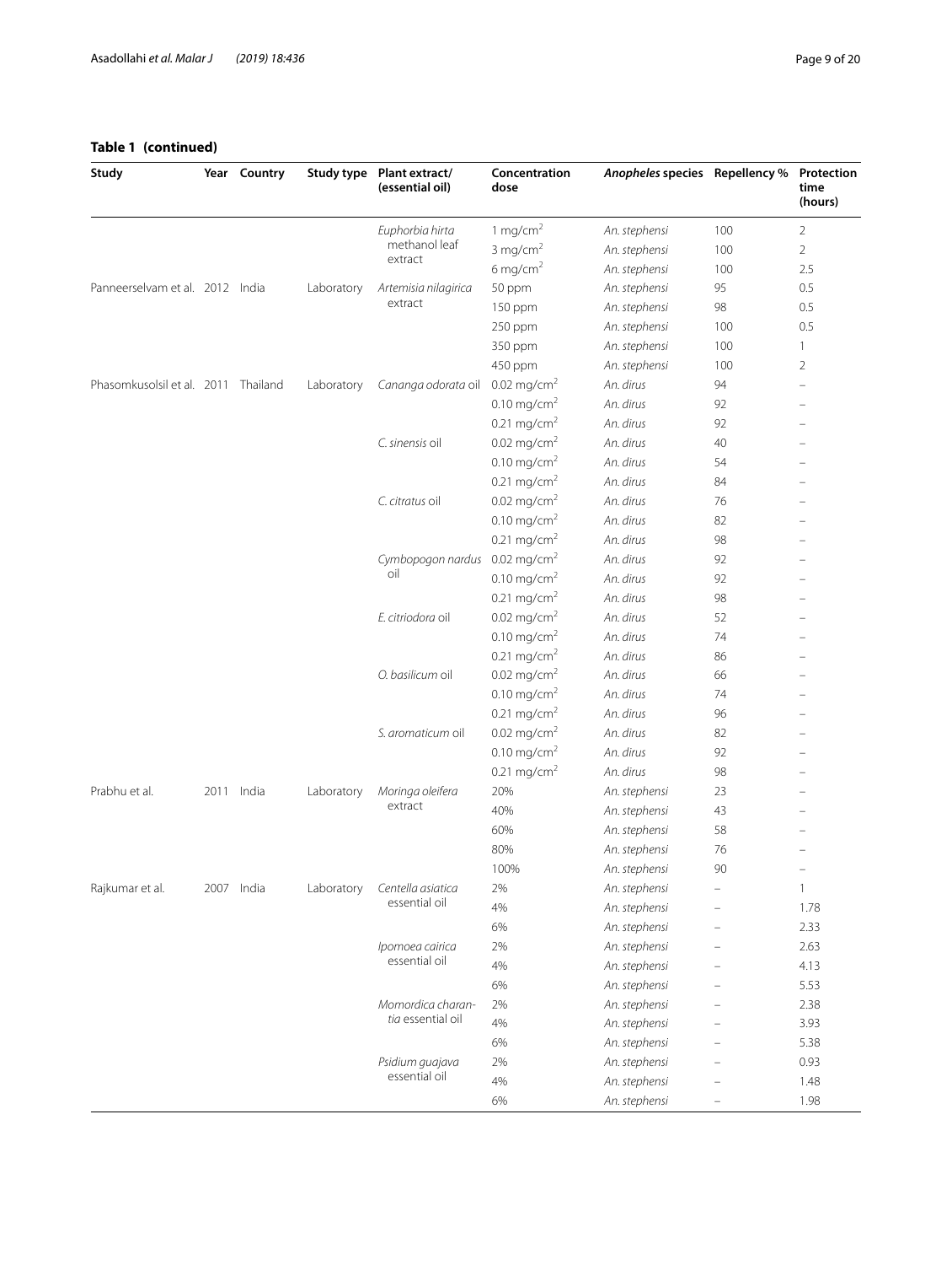**Table 1 (continued)**

| Study | Year | Country | Study type | Plant extract/ (essential oil) | Concentration dose | *Anopheles* species | Repellency % | Protection time (hours) |
|---|---|---|---|---|---|---|---|---|
| | | | | *Euphorbia hirta* methanol leaf extract | 1 mg/cm$^2$ | *An. stephensi* | 100 | 2 |
| | | | | | 3 mg/cm$^2$ | *An. stephensi* | 100 | 2 |
| | | | | | 6 mg/cm$^2$ | *An. stephensi* | 100 | 2.5 |
| Panneerselvam et al. | 2012 | India | Laboratory | *Artemisia nilagirica* extract | 50 ppm | *An. stephensi* | 95 | 0.5 |
| | | | | | 150 ppm | *An. stephensi* | 98 | 0.5 |
| | | | | | 250 ppm | *An. stephensi* | 100 | 0.5 |
| | | | | | 350 ppm | *An. stephensi* | 100 | 1 |
| | | | | | 450 ppm | *An. stephensi* | 100 | 2 |
| Phasomkusolsil et al. | 2011 | Thailand | Laboratory | *Cananga odorata* oil | 0.02 mg/cm$^2$ | *An. dirus* | 94 | – |
| | | | | | 0.10 mg/cm$^2$ | *An. dirus* | 92 | – |
| | | | | | 0.21 mg/cm$^2$ | *An. dirus* | 92 | – |
| | | | | *C. sinensis* oil | 0.02 mg/cm$^2$ | *An. dirus* | 40 | – |
| | | | | | 0.10 mg/cm$^2$ | *An. dirus* | 54 | – |
| | | | | | 0.21 mg/cm$^2$ | *An. dirus* | 84 | – |
| | | | | *C. citratus* oil | 0.02 mg/cm$^2$ | *An. dirus* | 76 | – |
| | | | | | 0.10 mg/cm$^2$ | *An. dirus* | 82 | – |
| | | | | | 0.21 mg/cm$^2$ | *An. dirus* | 98 | – |
| | | | | *Cymbopogon nardus* oil | 0.02 mg/cm$^2$ | *An. dirus* | 92 | – |
| | | | | | 0.10 mg/cm$^2$ | *An. dirus* | 92 | – |
| | | | | | 0.21 mg/cm$^2$ | *An. dirus* | 98 | – |
| | | | | *E. citriodora* oil | 0.02 mg/cm$^2$ | *An. dirus* | 52 | – |
| | | | | | 0.10 mg/cm$^2$ | *An. dirus* | 74 | – |
| | | | | | 0.21 mg/cm$^2$ | *An. dirus* | 86 | – |
| | | | | *O. basilicum* oil | 0.02 mg/cm$^2$ | *An. dirus* | 66 | – |
| | | | | | 0.10 mg/cm$^2$ | *An. dirus* | 74 | – |
| | | | | | 0.21 mg/cm$^2$ | *An. dirus* | 96 | – |
| | | | | *S. aromaticum* oil | 0.02 mg/cm$^2$ | *An. dirus* | 82 | – |
| | | | | | 0.10 mg/cm$^2$ | *An. dirus* | 92 | – |
| | | | | | 0.21 mg/cm$^2$ | *An. dirus* | 98 | – |
| Prabhu et al. | 2011 | India | Laboratory | *Moringa oleifera* extract | 20% | *An. stephensi* | 23 | – |
| | | | | | 40% | *An. stephensi* | 43 | – |
| | | | | | 60% | *An. stephensi* | 58 | – |
| | | | | | 80% | *An. stephensi* | 76 | – |
| | | | | | 100% | *An. stephensi* | 90 | – |
| Rajkumar et al. | 2007 | India | Laboratory | *Centella asiatica* essential oil | 2% | *An. stephensi* | – | 1 |
| | | | | | 4% | *An. stephensi* | – | 1.78 |
| | | | | | 6% | *An. stephensi* | – | 2.33 |
| | | | | *Ipomoea cairica* essential oil | 2% | *An. stephensi* | – | 2.63 |
| | | | | | 4% | *An. stephensi* | – | 4.13 |
| | | | | | 6% | *An. stephensi* | – | 5.53 |
| | | | | *Momordica charantia* essential oil | 2% | *An. stephensi* | – | 2.38 |
| | | | | | 4% | *An. stephensi* | – | 3.93 |
| | | | | | 6% | *An. stephensi* | – | 5.38 |
| | | | | *Psidium guajava* essential oil | 2% | *An. stephensi* | – | 0.93 |
| | | | | | 4% | *An. stephensi* | – | 1.48 |
| | | | | | 6% | *An. stephensi* | – | 1.98 |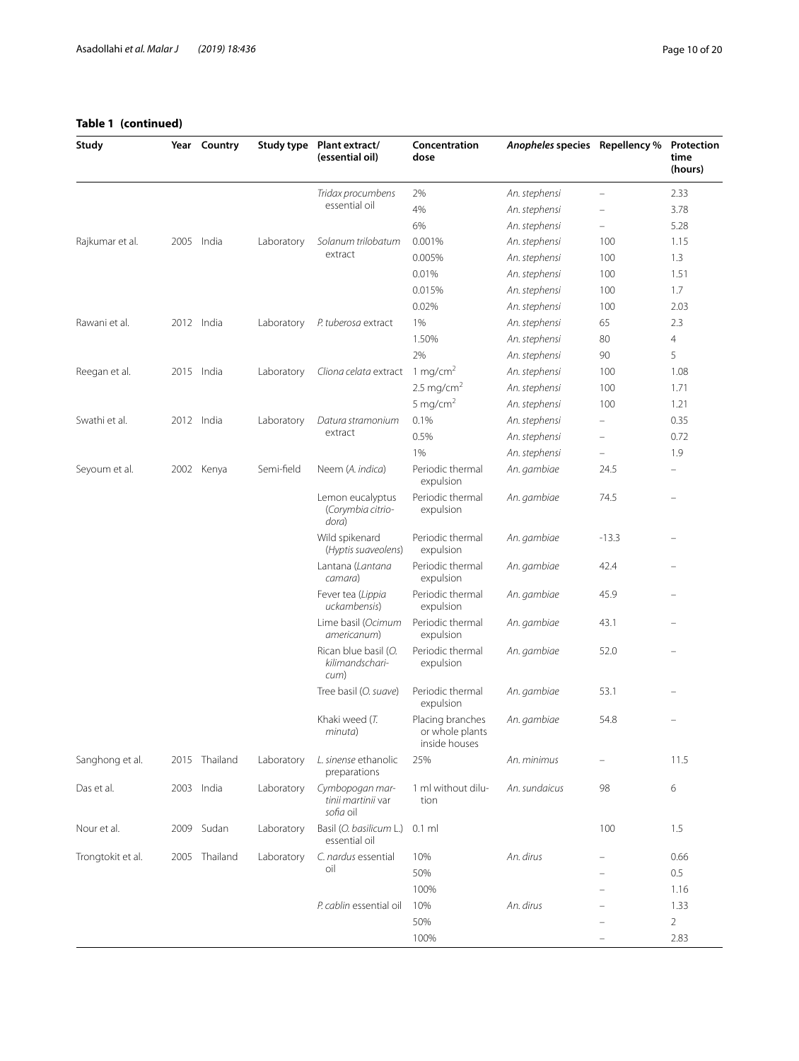**Table 1 (continued)**

| Study | Year | Country | Study type | Plant extract/ (essential oil) | Concentration dose | *Anopheles* species | Repellency % | Protection time (hours) |
|---|---|---|---|---|---|---|---|---|
| | | | | *Tridax procumbens* essential oil | 2% | *An. stephensi* | – | 2.33 |
| | | | | | 4% | *An. stephensi* | – | 3.78 |
| | | | | | 6% | *An. stephensi* | – | 5.28 |
| Rajkumar et al. | 2005 | India | Laboratory | *Solanum trilobatum* extract | 0.001% | *An. stephensi* | 100 | 1.15 |
| | | | | | 0.005% | *An. stephensi* | 100 | 1.3 |
| | | | | | 0.01% | *An. stephensi* | 100 | 1.51 |
| | | | | | 0.015% | *An. stephensi* | 100 | 1.7 |
| | | | | | 0.02% | *An. stephensi* | 100 | 2.03 |
| Rawani et al. | 2012 | India | Laboratory | *P. tuberosa* extract | 1% | *An. stephensi* | 65 | 2.3 |
| | | | | | 1.50% | *An. stephensi* | 80 | 4 |
| | | | | | 2% | *An. stephensi* | 90 | 5 |
| Reegan et al. | 2015 | India | Laboratory | *Cliona celata* extract | 1 mg/cm$^2$ | *An. stephensi* | 100 | 1.08 |
| | | | | | 2.5 mg/cm$^2$ | *An. stephensi* | 100 | 1.71 |
| | | | | | 5 mg/cm$^2$ | *An. stephensi* | 100 | 1.21 |
| Swathi et al. | 2012 | India | Laboratory | *Datura stramonium* extract | 0.1% | *An. stephensi* | – | 0.35 |
| | | | | | 0.5% | *An. stephensi* | – | 0.72 |
| | | | | | 1% | *An. stephensi* | – | 1.9 |
| Seyoum et al. | 2002 | Kenya | Semi-field | Neem (*A. indica*) | Periodic thermal expulsion | *An. gambiae* | 24.5 | – |
| | | | | Lemon eucalyptus (*Corymbia citriodora*) | Periodic thermal expulsion | *An. gambiae* | 74.5 | – |
| | | | | Wild spikenard (*Hyptis suaveolens*) | Periodic thermal expulsion | *An. gambiae* | -13.3 | – |
| | | | | Lantana (*Lantana camara*) | Periodic thermal expulsion | *An. gambiae* | 42.4 | – |
| | | | | Fever tea (*Lippia uckambensis*) | Periodic thermal expulsion | *An. gambiae* | 45.9 | – |
| | | | | Lime basil (*Ocimum americanum*) | Periodic thermal expulsion | *An. gambiae* | 43.1 | – |
| | | | | Rican blue basil (*O. kilimandscharicum*) | Periodic thermal expulsion | *An. gambiae* | 52.0 | – |
| | | | | Tree basil (*O. suave*) | Periodic thermal expulsion | *An. gambiae* | 53.1 | – |
| | | | | Khaki weed (*T. minuta*) | Placing branches or whole plants inside houses | *An. gambiae* | 54.8 | – |
| Sanghong et al. | 2015 | Thailand | Laboratory | *L. sinense* ethanolic preparations | 25% | *An. minimus* | – | 11.5 |
| Das et al. | 2003 | India | Laboratory | *Cymbopogan martinii martinii* var *sofia* oil | 1 ml without dilution | *An. sundaicus* | 98 | 6 |
| Nour et al. | 2009 | Sudan | Laboratory | Basil (*O. basilicum* L.) essential oil | 0.1 ml | | 100 | 1.5 |
| Trongtokit et al. | 2005 | Thailand | Laboratory | *C. nardus* essential oil | 10% | *An. dirus* | – | 0.66 |
| | | | | | 50% | | – | 0.5 |
| | | | | | 100% | | – | 1.16 |
| | | | | *P. cablin* essential oil | 10% | *An. dirus* | – | 1.33 |
| | | | | | 50% | | – | 2 |
| | | | | | 100% | | – | 2.83 |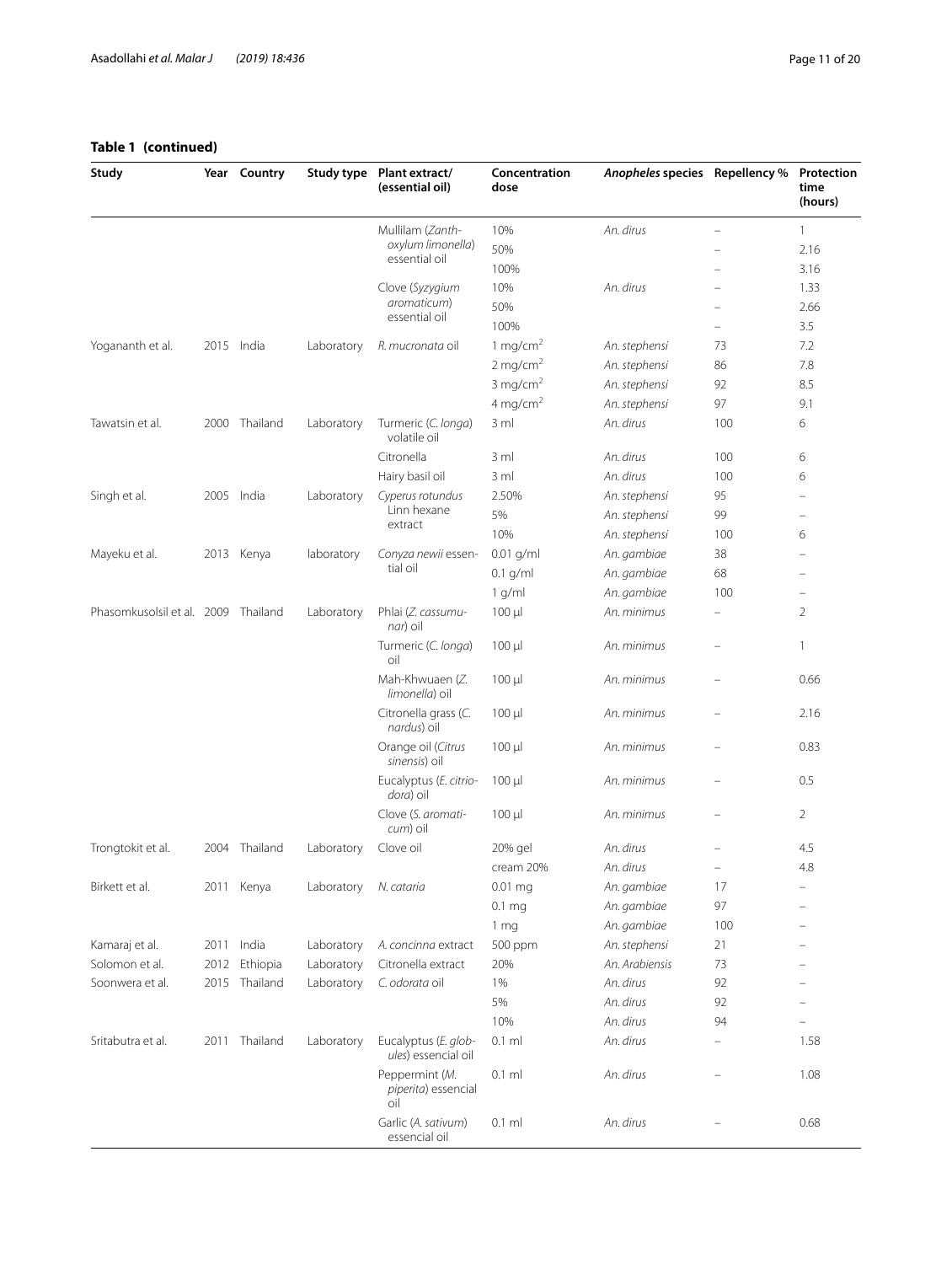**Table 1 (continued)**

| Study | Year | Country | Study type | Plant extract/ (essential oil) | Concentration dose | *Anopheles* species | Repellency % | Protection time (hours) |
|---|---|---|---|---|---|---|---|---|
| | | | | Mullilam (*Zanthoxylum limonella*) essential oil | 10% | *An. dirus* | – | 1 |
| | | | | | 50% | | – | 2.16 |
| | | | | | 100% | | – | 3.16 |
| | | | | Clove (*Syzygium aromaticum*) essential oil | 10% | *An. dirus* | – | 1.33 |
| | | | | | 50% | | – | 2.66 |
| | | | | | 100% | | – | 3.5 |
| Yogananth et al. | 2015 | India | Laboratory | *R. mucronata* oil | 1 mg/cm$^2$ | *An. stephensi* | 73 | 7.2 |
| | | | | | 2 mg/cm$^2$ | *An. stephensi* | 86 | 7.8 |
| | | | | | 3 mg/cm$^2$ | *An. stephensi* | 92 | 8.5 |
| | | | | | 4 mg/cm$^2$ | *An. stephensi* | 97 | 9.1 |
| Tawatsin et al. | 2000 | Thailand | Laboratory | Turmeric (*C. longa*) volatile oil | 3 ml | *An. dirus* | 100 | 6 |
| | | | | Citronella | 3 ml | *An. dirus* | 100 | 6 |
| | | | | Hairy basil oil | 3 ml | *An. dirus* | 100 | 6 |
| Singh et al. | 2005 | India | Laboratory | *Cyperus rotundus* Linn hexane extract | 2.50% | *An. stephensi* | 95 | – |
| | | | | | 5% | *An. stephensi* | 99 | – |
| | | | | | 10% | *An. stephensi* | 100 | 6 |
| Mayeku et al. | 2013 | Kenya | laboratory | *Conyza newii* essential oil | 0.01 g/ml | *An. gambiae* | 38 | – |
| | | | | | 0.1 g/ml | *An. gambiae* | 68 | – |
| | | | | | 1 g/ml | *An. gambiae* | 100 | – |
| Phasomkusolsil et al. | 2009 | Thailand | Laboratory | Phlai (*Z. cassumunar*) oil | 100 µl | *An. minimus* | – | 2 |
| | | | | Turmeric (*C. longa*) oil | 100 µl | *An. minimus* | – | 1 |
| | | | | Mah-Khwuaen (*Z. limonella*) oil | 100 µl | *An. minimus* | – | 0.66 |
| | | | | Citronella grass (*C. nardus*) oil | 100 µl | *An. minimus* | – | 2.16 |
| | | | | Orange oil (*Citrus sinensis*) oil | 100 µl | *An. minimus* | – | 0.83 |
| | | | | Eucalyptus (*E. citriodora*) oil | 100 µl | *An. minimus* | – | 0.5 |
| | | | | Clove (*S. aromaticum*) oil | 100 µl | *An. minimus* | – | 2 |
| Trongtokit et al. | 2004 | Thailand | Laboratory | Clove oil | 20% gel | *An. dirus* | – | 4.5 |
| | | | | | cream 20% | *An. dirus* | – | 4.8 |
| Birkett et al. | 2011 | Kenya | Laboratory | *N. cataria* | 0.01 mg | *An. gambiae* | 17 | – |
| | | | | | 0.1 mg | *An. gambiae* | 97 | – |
| | | | | | 1 mg | *An. gambiae* | 100 | – |
| Kamaraj et al. | 2011 | India | Laboratory | *A. concinna* extract | 500 ppm | *An. stephensi* | 21 | – |
| Solomon et al. | 2012 | Ethiopia | Laboratory | Citronella extract | 20% | *An. Arabiensis* | 73 | – |
| Soonwera et al. | 2015 | Thailand | Laboratory | *C. odorata* oil | 1% | *An. dirus* | 92 | – |
| | | | | | 5% | *An. dirus* | 92 | – |
| | | | | | 10% | *An. dirus* | 94 | – |
| Sritabutra et al. | 2011 | Thailand | Laboratory | Eucalyptus (*E. globules*) essencial oil | 0.1 ml | *An. dirus* | – | 1.58 |
| | | | | Peppermint (*M. piperita*) essencial oil | 0.1 ml | *An. dirus* | – | 1.08 |
| | | | | Garlic (*A. sativum*) essencial oil | 0.1 ml | *An. dirus* | – | 0.68 |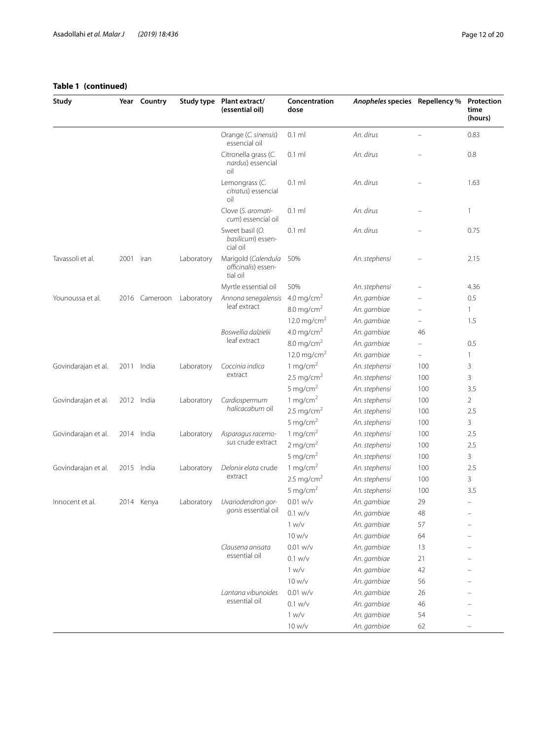**Table 1 (continued)**

| Study | Year | Country | Study type | Plant extract/ (essential oil) | Concentration dose | *Anopheles* species | Repellency % | Protection time (hours) |
|---|---|---|---|---|---|---|---|---|
| | | | | Orange (*C. sinensis*) essencial oil | 0.1 ml | *An. dirus* | – | 0.83 |
| | | | | Citronella grass (*C. nardus*) essencial oil | 0.1 ml | *An. dirus* | – | 0.8 |
| | | | | Lemongrass (*C. citratus*) essencial oil | 0.1 ml | *An. dirus* | – | 1.63 |
| | | | | Clove (*S. aromaticum*) essencial oil | 0.1 ml | *An. dirus* | – | 1 |
| | | | | Sweet basil (*O. basilicum*) essencial oil | 0.1 ml | *An. dirus* | – | 0.75 |
| Tavassoli et al. | 2001 | iran | Laboratory | Marigold (*Calendula officinalis*) essential oil | 50% | *An. stephensi* | – | 2.15 |
| | | | | Myrtle essential oil | 50% | *An. stephensi* | – | 4.36 |
| Younoussa et al. | 2016 | Cameroon | Laboratory | *Annona senegalensis* leaf extract | 4.0 mg/cm$^2$ | *An. gambiae* | – | 0.5 |
| | | | | | 8.0 mg/cm$^2$ | *An. gambiae* | – | 1 |
| | | | | | 12.0 mg/cm$^2$ | *An. gambiae* | – | 1.5 |
| | | | | *Boswellia dalzielii* leaf extract | 4.0 mg/cm$^2$ | *An. gambiae* | 46 | |
| | | | | | 8.0 mg/cm$^2$ | *An. gambiae* | – | 0.5 |
| | | | | | 12.0 mg/cm$^2$ | *An. gambiae* | – | 1 |
| Govindarajan et al. | 2011 | India | Laboratory | *Coccinia indica* extract | 1 mg/cm$^2$ | *An. stephensi* | 100 | 3 |
| | | | | | 2.5 mg/cm$^2$ | *An. stephensi* | 100 | 3 |
| | | | | | 5 mg/cm$^2$ | *An. stephensi* | 100 | 3.5 |
| Govindarajan et al. | 2012 | India | Laboratory | *Cardiospermum halicacabum* oil | 1 mg/cm$^2$ | *An. stephensi* | 100 | 2 |
| | | | | | 2.5 mg/cm$^2$ | *An. stephensi* | 100 | 2.5 |
| | | | | | 5 mg/cm$^2$ | *An. stephensi* | 100 | 3 |
| Govindarajan et al. | 2014 | India | Laboratory | *Asparagus racemosus* crude extract | 1 mg/cm$^2$ | *An. stephensi* | 100 | 2.5 |
| | | | | | 2 mg/cm$^2$ | *An. stephensi* | 100 | 2.5 |
| | | | | | 5 mg/cm$^2$ | *An. stephensi* | 100 | 3 |
| Govindarajan et al. | 2015 | India | Laboratory | *Delonix elata* crude extract | 1 mg/cm$^2$ | *An. stephensi* | 100 | 2.5 |
| | | | | | 2.5 mg/cm$^2$ | *An. stephensi* | 100 | 3 |
| | | | | | 5 mg/cm$^2$ | *An. stephensi* | 100 | 3.5 |
| Innocent et al. | 2014 | Kenya | Laboratory | *Uvariodendron gorgonis* essential oil | 0.01 w/v | *An. gambiae* | 29 | – |
| | | | | | 0.1 w/v | *An. gambiae* | 48 | – |
| | | | | | 1 w/v | *An. gambiae* | 57 | – |
| | | | | | 10 w/v | *An. gambiae* | 64 | – |
| | | | | *Clausena anisata* essential oil | 0.01 w/v | *An. gambiae* | 13 | – |
| | | | | | 0.1 w/v | *An. gambiae* | 21 | – |
| | | | | | 1 w/v | *An. gambiae* | 42 | – |
| | | | | | 10 w/v | *An. gambiae* | 56 | – |
| | | | | *Lantana vibunoides* essential oil | 0.01 w/v | *An. gambiae* | 26 | – |
| | | | | | 0.1 w/v | *An. gambiae* | 46 | – |
| | | | | | 1 w/v | *An. gambiae* | 54 | – |
| | | | | | 10 w/v | *An. gambiae* | 62 | – |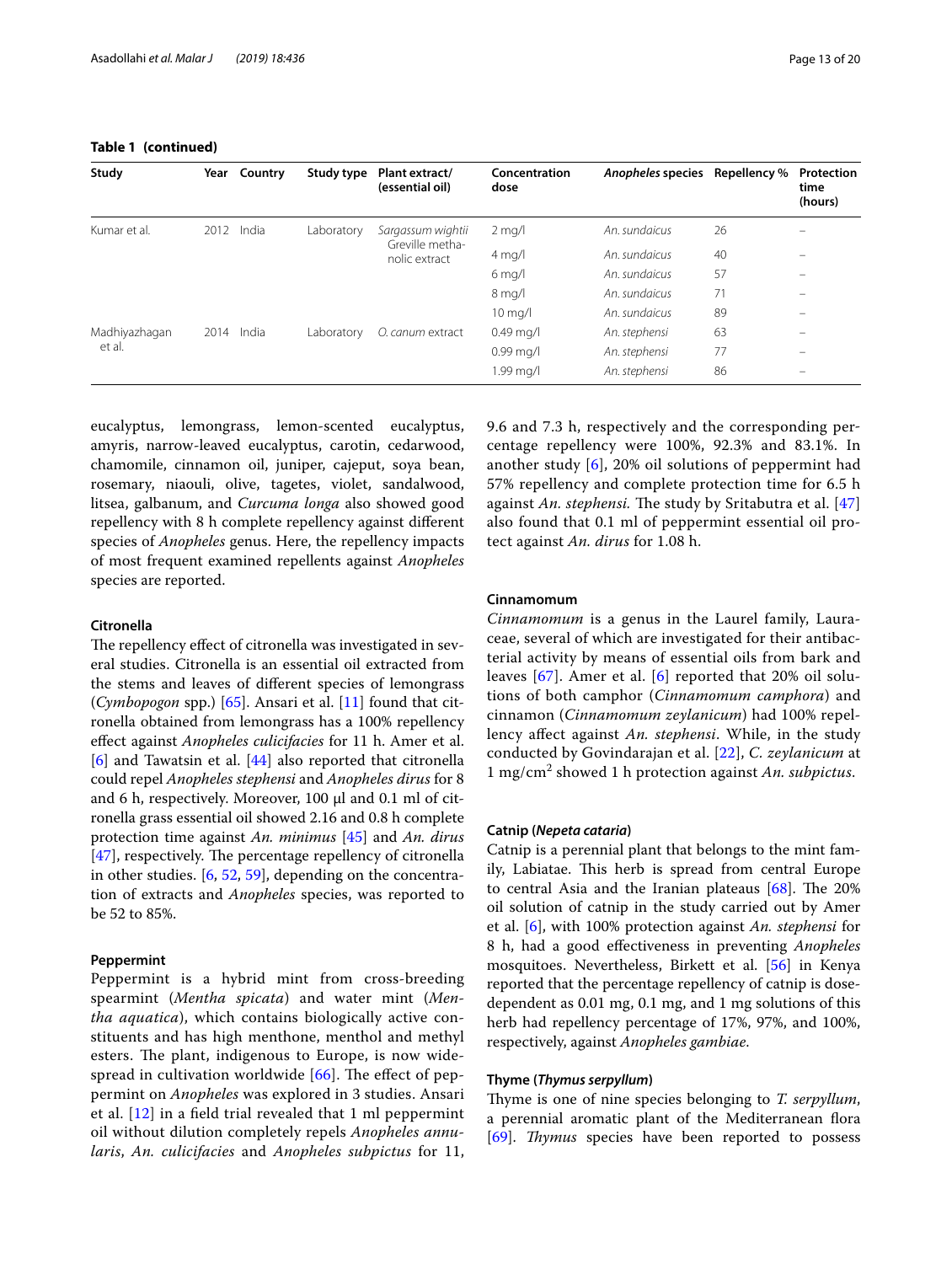**Table 1 (continued)**

| Study | Year | Country | Study type | Plant extract/ (essential oil) | Concentration dose | *Anopheles* species | Repellency % | Protection time (hours) |
|---|---|---|---|---|---|---|---|---|
| Kumar et al. | 2012 | India | Laboratory | *Sargassum wightii* Greville methanolic extract | 2 mg/l | *An. sundaicus* | 26 | – |
| | | | | | 4 mg/l | *An. sundaicus* | 40 | – |
| | | | | | 6 mg/l | *An. sundaicus* | 57 | – |
| | | | | | 8 mg/l | *An. sundaicus* | 71 | – |
| | | | | | 10 mg/l | *An. sundaicus* | 89 | – |
| Madhiyazhagan et al. | 2014 | India | Laboratory | *O. canum* extract | 0.49 mg/l | *An. stephensi* | 63 | – |
| | | | | | 0.99 mg/l | *An. stephensi* | 77 | – |
| | | | | | 1.99 mg/l | *An. stephensi* | 86 | – |

eucalyptus, lemongrass, lemon-scented eucalyptus, amyris, narrow-leaved eucalyptus, carotin, cedarwood, chamomile, cinnamon oil, juniper, cajeput, soya bean, rosemary, niaouli, olive, tagetes, violet, sandalwood, litsea, galbanum, and *Curcuma longa* also showed good repellency with 8 h complete repellency against different species of *Anopheles* genus. Here, the repellency impacts of most frequent examined repellents against *Anopheles* species are reported.

#### Citronella

The repellency effect of citronella was investigated in several studies. Citronella is an essential oil extracted from the stems and leaves of different species of lemongrass (*Cymbopogon* spp.) [65]. Ansari et al. [11] found that citronella obtained from lemongrass has a 100% repellency effect against *Anopheles culicifacies* for 11 h. Amer et al. [6] and Tawatsin et al. [44] also reported that citronella could repel *Anopheles stephensi* and *Anopheles dirus* for 8 and 6 h, respectively. Moreover, 100 µl and 0.1 ml of citronella grass essential oil showed 2.16 and 0.8 h complete protection time against *An. minimus* [45] and *An. dirus* [47], respectively. The percentage repellency of citronella in other studies. [6, 52, 59], depending on the concentration of extracts and *Anopheles* species, was reported to be 52 to 85%.

#### Peppermint

Peppermint is a hybrid mint from cross-breeding spearmint (*Mentha spicata*) and water mint (*Mentha aquatica*), which contains biologically active constituents and has high menthone, menthol and methyl esters. The plant, indigenous to Europe, is now widespread in cultivation worldwide [66]. The effect of peppermint on *Anopheles* was explored in 3 studies. Ansari et al. [12] in a field trial revealed that 1 ml peppermint oil without dilution completely repels *Anopheles annularis*, *An. culicifacies* and *Anopheles subpictus* for 11, 9.6 and 7.3 h, respectively and the corresponding percentage repellency were 100%, 92.3% and 83.1%. In another study [6], 20% oil solutions of peppermint had 57% repellency and complete protection time for 6.5 h against *An. stephensi.* The study by Sritabutra et al. [47] also found that 0.1 ml of peppermint essential oil protect against *An. dirus* for 1.08 h.

#### Cinnamomum

*Cinnamomum* is a genus in the Laurel family, Lauraceae, several of which are investigated for their antibacterial activity by means of essential oils from bark and leaves [67]. Amer et al. [6] reported that 20% oil solutions of both camphor (*Cinnamomum camphora*) and cinnamon (*Cinnamomum zeylanicum*) had 100% repellency affect against *An. stephensi*. While, in the study conducted by Govindarajan et al. [22], *C. zeylanicum* at 1 mg/cm$^2$ showed 1 h protection against *An. subpictus.*

#### Catnip (*Nepeta cataria*)

Catnip is a perennial plant that belongs to the mint family, Labiatae. This herb is spread from central Europe to central Asia and the Iranian plateaus [68]. The 20% oil solution of catnip in the study carried out by Amer et al. [6], with 100% protection against *An. stephensi* for 8 h, had a good effectiveness in preventing *Anopheles* mosquitoes. Nevertheless, Birkett et al. [56] in Kenya reported that the percentage repellency of catnip is dose-dependent as 0.01 mg, 0.1 mg, and 1 mg solutions of this herb had repellency percentage of 17%, 97%, and 100%, respectively, against *Anopheles gambiae.*

#### Thyme (*Thymus serpyllum*)

Thyme is one of nine species belonging to *T. serpyllum*, a perennial aromatic plant of the Mediterranean flora [69]. *Thymus* species have been reported to possess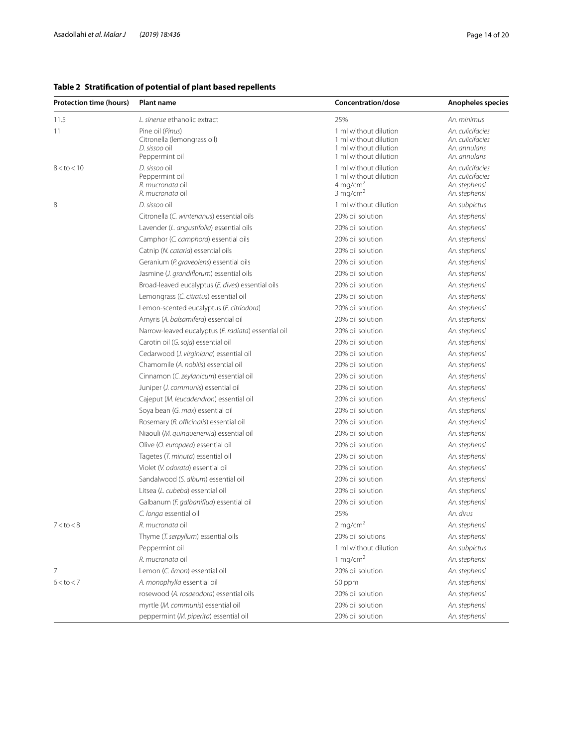**Table 2 Stratification of potential of plant based repellents**

| Protection time (hours) | Plant name | Concentration/dose | Anopheles species |
|---|---|---|---|
| 11.5 | *L. sinense* ethanolic extract | 25% | *An. minimus* |
| 11 | Pine oil (*Pinus*) | 1 ml without dilution | *An. culicifacies* |
| | Citronella (lemongrass oil) | 1 ml without dilution | *An. culicifacies* |
| | *D. sissoo* oil | 1 ml without dilution | *An. annularis* |
| | Peppermint oil | 1 ml without dilution | *An. annularis* |
| 8 < to < 10 | *D. sissoo* oil | 1 ml without dilution | *An. culicifacies* |
| | Peppermint oil | 1 ml without dilution | *An. culicifacies* |
| | *R. mucronata* oil | 4 $mg/cm^2$ | *An. stephensi* |
| | *R. mucronata* oil | 3 $mg/cm^2$ | *An. stephensi* |
| 8 | *D. sissoo* oil | 1 ml without dilution | *An. subpictus* |
| | Citronella (*C. winterianus*) essential oils | 20% oil solution | *An. stephensi* |
| | Lavender (*L. angustifolia*) essential oils | 20% oil solution | *An. stephensi* |
| | Camphor (*C. camphora*) essential oils | 20% oil solution | *An. stephensi* |
| | Catnip (*N. cataria*) essential oils | 20% oil solution | *An. stephensi* |
| | Geranium (*P. graveolens*) essential oils | 20% oil solution | *An. stephensi* |
| | Jasmine (*J. grandiflorum*) essential oils | 20% oil solution | *An. stephensi* |
| | Broad-leaved eucalyptus (*E. dives*) essential oils | 20% oil solution | *An. stephensi* |
| | Lemongrass (*C. citratus*) essential oil | 20% oil solution | *An. stephensi* |
| | Lemon-scented eucalyptus (*E. citriodora*) | 20% oil solution | *An. stephensi* |
| | Amyris (*A. balsamifera*) essential oil | 20% oil solution | *An. stephensi* |
| | Narrow-leaved eucalyptus (*E. radiata*) essential oil | 20% oil solution | *An. stephensi* |
| | Carotin oil (*G. soja*) essential oil | 20% oil solution | *An. stephensi* |
| | Cedarwood (*J. virginiana*) essential oil | 20% oil solution | *An. stephensi* |
| | Chamomile (*A. nobilis*) essential oil | 20% oil solution | *An. stephensi* |
| | Cinnamon (*C. zeylanicum*) essential oil | 20% oil solution | *An. stephensi* |
| | Juniper (*J. communis*) essential oil | 20% oil solution | *An. stephensi* |
| | Cajeput (*M. leucadendron*) essential oil | 20% oil solution | *An. stephensi* |
| | Soya bean (*G. max*) essential oil | 20% oil solution | *An. stephensi* |
| | Rosemary (*R. officinalis*) essential oil | 20% oil solution | *An. stephensi* |
| | Niaouli (*M. quinquenervia*) essential oil | 20% oil solution | *An. stephensi* |
| | Olive (*O. europaea*) essential oil | 20% oil solution | *An. stephensi* |
| | Tagetes (*T. minuta*) essential oil | 20% oil solution | *An. stephensi* |
| | Violet (*V. odorata*) essential oil | 20% oil solution | *An. stephensi* |
| | Sandalwood (*S. album*) essential oil | 20% oil solution | *An. stephensi* |
| | Litsea (*L. cubeba*) essential oil | 20% oil solution | *An. stephensi* |
| | Galbanum (*F. galbaniflua*) essential oil | 20% oil solution | *An. stephensi* |
| | *C. longa* essential oil | 25% | *An. dirus* |
| 7 < to < 8 | *R. mucronata* oil | 2 $mg/cm^2$ | *An. stephensi* |
| | Thyme (*T. serpyllum*) essential oils | 20% oil solutions | *An. stephensi* |
| | Peppermint oil | 1 ml without dilution | *An. subpictus* |
| | *R. mucronata* oil | 1 $mg/cm^2$ | *An. stephensi* |
| 7 | Lemon (*C. limon*) essential oil | 20% oil solution | *An. stephensi* |
| 6 < to < 7 | *A. monophylla* essential oil | 50 ppm | *An. stephensi* |
| | rosewood (*A. rosaeodora*) essential oils | 20% oil solution | *An. stephensi* |
| | myrtle (*M. communis*) essential oil | 20% oil solution | *An. stephensi* |
| | peppermint (*M. piperita*) essential oil | 20% oil solution | *An. stephensi* |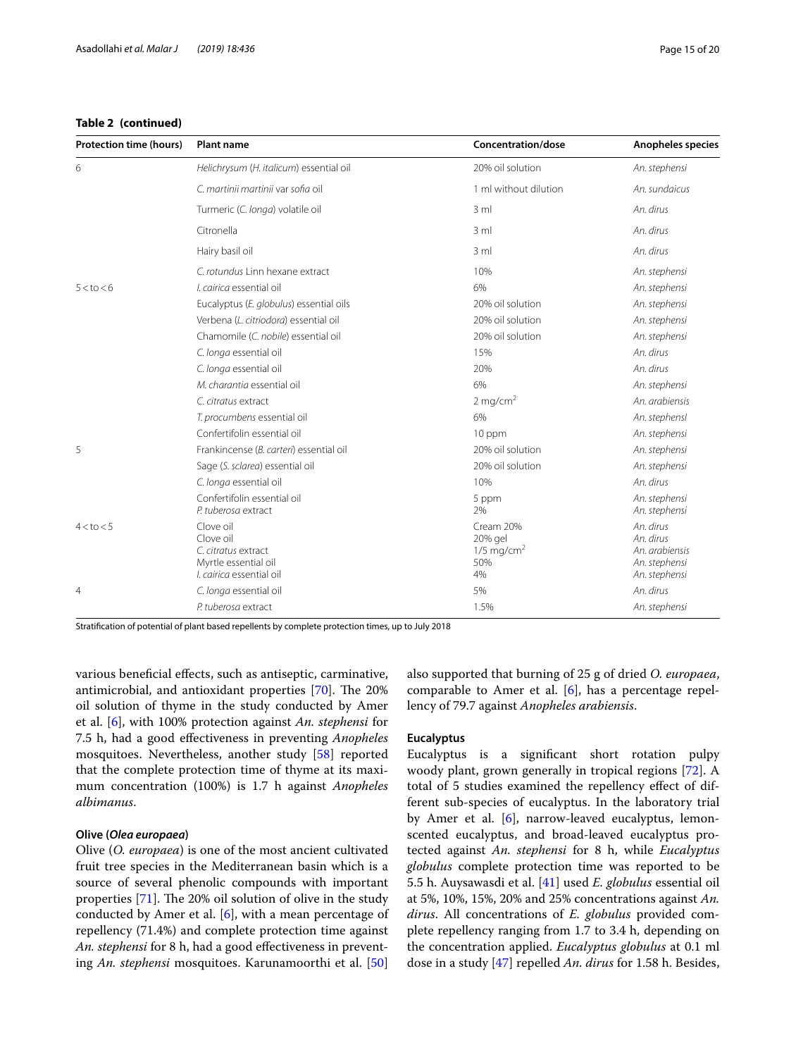**Table 2 (continued)**

| Protection time (hours) | Plant name | Concentration/dose | Anopheles species |
|---|---|---|---|
| 6 | Helichrysum (*H. italicum*) essential oil | 20% oil solution | *An. stephensi* |
| | *C. martinii martinii* var *sofia* oil | 1 ml without dilution | *An. sundaicus* |
| | Turmeric (*C. longa*) volatile oil | 3 ml | *An. dirus* |
| | Citronella | 3 ml | *An. dirus* |
| | Hairy basil oil | 3 ml | *An. dirus* |
| | *C. rotundus* Linn hexane extract | 10% | *An. stephensi* |
| 5 < to < 6 | *I. cairica* essential oil | 6% | *An. stephensi* |
| | Eucalyptus (*E. globulus*) essential oils | 20% oil solution | *An. stephensi* |
| | Verbena (*L. citriodora*) essential oil | 20% oil solution | *An. stephensi* |
| | Chamomile (*C. nobile*) essential oil | 20% oil solution | *An. stephensi* |
| | *C. longa* essential oil | 15% | *An. dirus* |
| | *C. longa* essential oil | 20% | *An. dirus* |
| | *M. charantia* essential oil | 6% | *An. stephensi* |
| | *C. citratus* extract | 2 mg/cm$^2$ | *An. arabiensis* |
| | *T. procumbens* essential oil | 6% | *An. stephensl* |
| | Confertifolin essential oil | 10 ppm | *An. stephensi* |
| 5 | Frankincense (*B. carteri*) essential oil | 20% oil solution | *An. stephensi* |
| | Sage (*S. sclarea*) essential oil | 20% oil solution | *An. stephensi* |
| | *C. longa* essential oil | 10% | *An. dirus* |
| | Confertifolin essential oil<br>*P. tuberosa* extract | 5 ppm<br>2% | *An. stephensi*<br>*An. stephensi* |
| 4 < to < 5 | Clove oil<br>Clove oil<br>*C. citratus* extract<br>Myrtle essential oil<br>*I. cairica* essential oil | Cream 20%<br>20% gel<br>1/5 mg/cm$^2$<br>50%<br>4% | *An. dirus*<br>*An. dirus*<br>*An. arabiensis*<br>*An. stephensi*<br>*An. stephensi* |
| 4 | *C. longa* essential oil | 5% | *An. dirus* |
| | *P. tuberosa* extract | 1.5% | *An. stephensi* |

Stratification of potential of plant based repellents by complete protection times, up to July 2018

various beneficial effects, such as antiseptic, carminative, antimicrobial, and antioxidant properties [70]. The 20% oil solution of thyme in the study conducted by Amer et al. [6], with 100% protection against *An. stephensi* for 7.5 h, had a good effectiveness in preventing *Anopheles* mosquitoes. Nevertheless, another study [58] reported that the complete protection time of thyme at its maximum concentration (100%) is 1.7 h against *Anopheles albimanus*.

### Olive (*Olea europaea*)

Olive (*O. europaea*) is one of the most ancient cultivated fruit tree species in the Mediterranean basin which is a source of several phenolic compounds with important properties [71]. The 20% oil solution of olive in the study conducted by Amer et al. [6], with a mean percentage of repellency (71.4%) and complete protection time against *An. stephensi* for 8 h, had a good effectiveness in preventing *An. stephensi* mosquitoes. Karunamoorthi et al. [50] also supported that burning of 25 g of dried *O. europaea*, comparable to Amer et al. [6], has a percentage repellency of 79.7 against *Anopheles arabiensis*.

### Eucalyptus

Eucalyptus is a significant short rotation pulpy woody plant, grown generally in tropical regions [72]. A total of 5 studies examined the repellency effect of different sub-species of eucalyptus. In the laboratory trial by Amer et al. [6], narrow-leaved eucalyptus, lemon-scented eucalyptus, and broad-leaved eucalyptus protected against *An. stephensi* for 8 h, while *Eucalyptus globulus* complete protection time was reported to be 5.5 h. Auysawasdi et al. [41] used *E. globulus* essential oil at 5%, 10%, 15%, 20% and 25% concentrations against *An. dirus*. All concentrations of *E. globulus* provided complete repellency ranging from 1.7 to 3.4 h, depending on the concentration applied. *Eucalyptus globulus* at 0.1 ml dose in a study [47] repelled *An. dirus* for 1.58 h. Besides,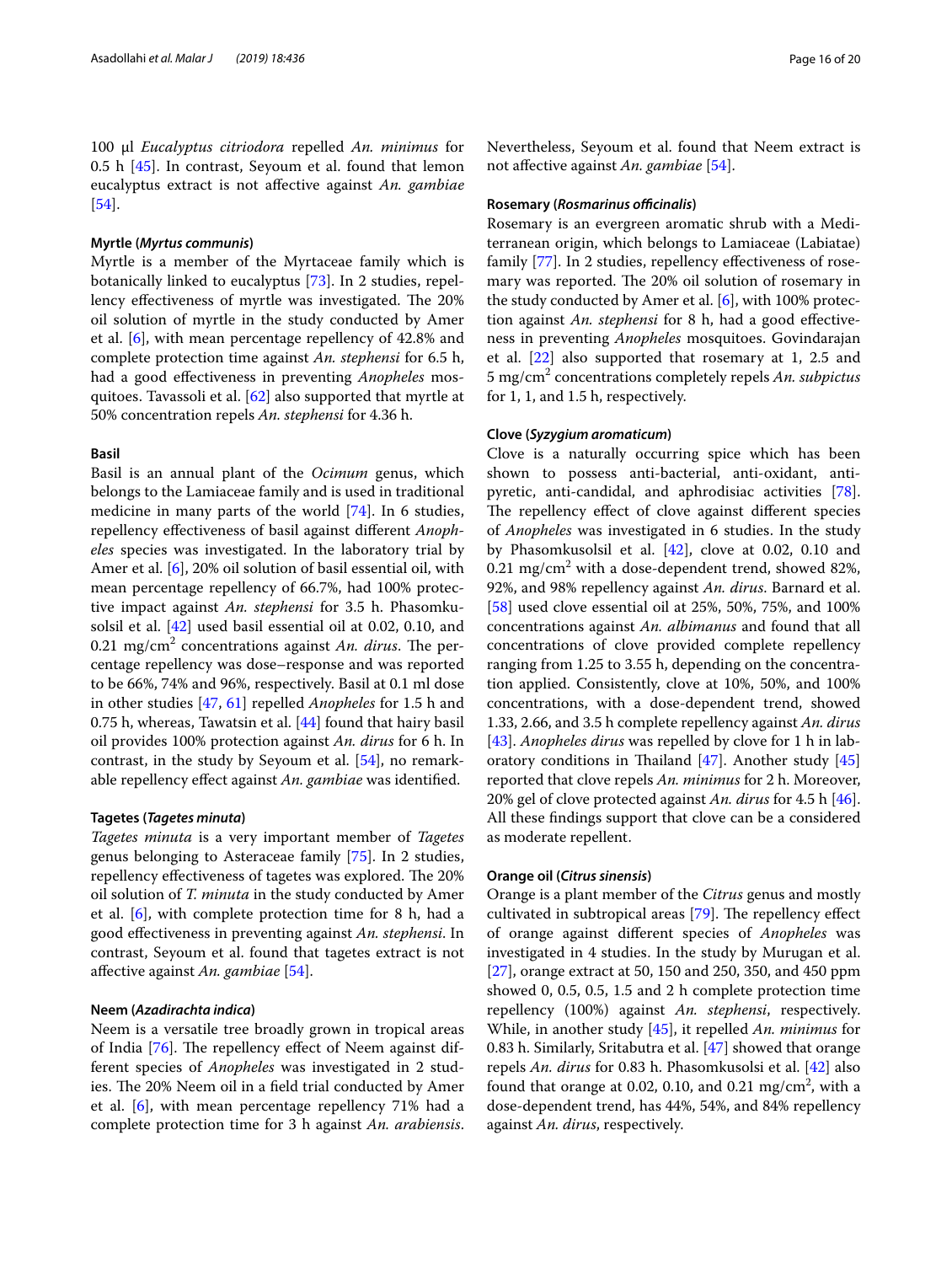100 µl *Eucalyptus citriodora* repelled *An. minimus* for 0.5 h [45]. In contrast, Seyoum et al. found that lemon eucalyptus extract is not affective against *An. gambiae* [54].

#### Myrtle (*Myrtus communis*)

Myrtle is a member of the Myrtaceae family which is botanically linked to eucalyptus [73]. In 2 studies, repellency effectiveness of myrtle was investigated. The 20% oil solution of myrtle in the study conducted by Amer et al. [6], with mean percentage repellency of 42.8% and complete protection time against *An. stephensi* for 6.5 h, had a good effectiveness in preventing *Anopheles* mosquitoes. Tavassoli et al. [62] also supported that myrtle at 50% concentration repels *An. stephensi* for 4.36 h.

#### Basil

Basil is an annual plant of the *Ocimum* genus, which belongs to the Lamiaceae family and is used in traditional medicine in many parts of the world [74]. In 6 studies, repellency effectiveness of basil against different *Anopheles* species was investigated. In the laboratory trial by Amer et al. [6], 20% oil solution of basil essential oil, with mean percentage repellency of 66.7%, had 100% protective impact against *An. stephensi* for 3.5 h. Phasomkusolsil et al. [42] used basil essential oil at 0.02, 0.10, and 0.21 mg/cm$^2$ concentrations against *An. dirus*. The percentage repellency was dose–response and was reported to be 66%, 74% and 96%, respectively. Basil at 0.1 ml dose in other studies [47, 61] repelled *Anopheles* for 1.5 h and 0.75 h, whereas, Tawatsin et al. [44] found that hairy basil oil provides 100% protection against *An. dirus* for 6 h. In contrast, in the study by Seyoum et al. [54], no remarkable repellency effect against *An. gambiae* was identified.

#### Tagetes (*Tagetes minuta*)

*Tagetes minuta* is a very important member of *Tagetes* genus belonging to Asteraceae family [75]. In 2 studies, repellency effectiveness of tagetes was explored. The 20% oil solution of *T. minuta* in the study conducted by Amer et al. [6], with complete protection time for 8 h, had a good effectiveness in preventing against *An. stephensi*. In contrast, Seyoum et al. found that tagetes extract is not affective against *An. gambiae* [54].

#### Neem (*Azadirachta indica*)

Neem is a versatile tree broadly grown in tropical areas of India [76]. The repellency effect of Neem against different species of *Anopheles* was investigated in 2 studies. The 20% Neem oil in a field trial conducted by Amer et al. [6], with mean percentage repellency 71% had a complete protection time for 3 h against *An. arabiensis*. Nevertheless, Seyoum et al. found that Neem extract is not affective against *An. gambiae* [54].

#### Rosemary (*Rosmarinus officinalis*)

Rosemary is an evergreen aromatic shrub with a Mediterranean origin, which belongs to Lamiaceae (Labiatae) family [77]. In 2 studies, repellency effectiveness of rosemary was reported. The 20% oil solution of rosemary in the study conducted by Amer et al. [6], with 100% protection against *An. stephensi* for 8 h, had a good effectiveness in preventing *Anopheles* mosquitoes. Govindarajan et al. [22] also supported that rosemary at 1, 2.5 and 5 mg/cm$^2$ concentrations completely repels *An. subpictus* for 1, 1, and 1.5 h, respectively.

#### Clove (*Syzygium aromaticum*)

Clove is a naturally occurring spice which has been shown to possess anti-bacterial, anti-oxidant, anti-pyretic, anti-candidal, and aphrodisiac activities [78]. The repellency effect of clove against different species of *Anopheles* was investigated in 6 studies. In the study by Phasomkusolsil et al. [42], clove at 0.02, 0.10 and 0.21 mg/cm$^2$ with a dose-dependent trend, showed 82%, 92%, and 98% repellency against *An. dirus*. Barnard et al. [58] used clove essential oil at 25%, 50%, 75%, and 100% concentrations against *An. albimanus* and found that all concentrations of clove provided complete repellency ranging from 1.25 to 3.55 h, depending on the concentration applied. Consistently, clove at 10%, 50%, and 100% concentrations, with a dose-dependent trend, showed 1.33, 2.66, and 3.5 h complete repellency against *An. dirus* [43]. *Anopheles dirus* was repelled by clove for 1 h in laboratory conditions in Thailand [47]. Another study [45] reported that clove repels *An. minimus* for 2 h. Moreover, 20% gel of clove protected against *An. dirus* for 4.5 h [46]. All these findings support that clove can be a considered as moderate repellent.

#### Orange oil (*Citrus sinensis*)

Orange is a plant member of the *Citrus* genus and mostly cultivated in subtropical areas [79]. The repellency effect of orange against different species of *Anopheles* was investigated in 4 studies. In the study by Murugan et al. [27], orange extract at 50, 150 and 250, 350, and 450 ppm showed 0, 0.5, 0.5, 1.5 and 2 h complete protection time repellency (100%) against *An. stephensi*, respectively. While, in another study [45], it repelled *An. minimus* for 0.83 h. Similarly, Sritabutra et al. [47] showed that orange repels *An. dirus* for 0.83 h. Phasomkusolsi et al. [42] also found that orange at 0.02, 0.10, and 0.21 mg/cm$^2$, with a dose-dependent trend, has 44%, 54%, and 84% repellency against *An. dirus*, respectively.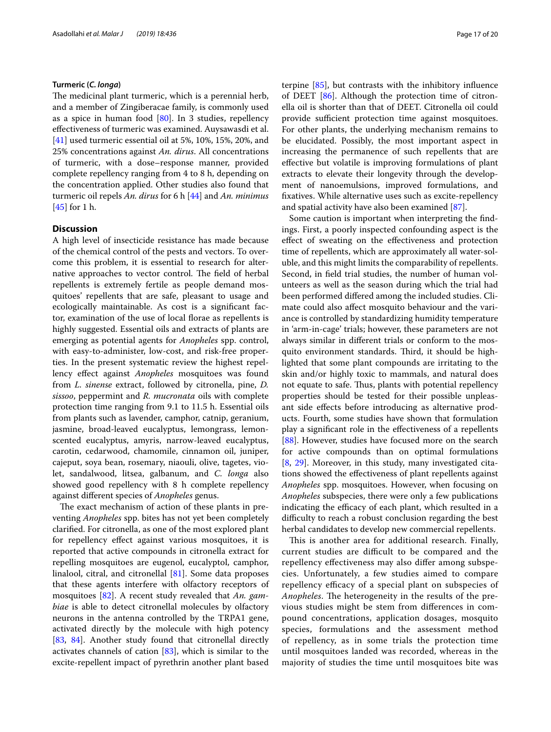**Turmeric (*C. longa*)**

The medicinal plant turmeric, which is a perennial herb, and a member of Zingiberacae family, is commonly used as a spice in human food [80]. In 3 studies, repellency effectiveness of turmeric was examined. Auysawasdi et al. [41] used turmeric essential oil at 5%, 10%, 15%, 20%, and 25% concentrations against *An. dirus*. All concentrations of turmeric, with a dose–response manner, provided complete repellency ranging from 4 to 8 h, depending on the concentration applied. Other studies also found that turmeric oil repels *An. dirus* for 6 h [44] and *An. minimus* [45] for 1 h.

## Discussion

A high level of insecticide resistance has made because of the chemical control of the pests and vectors. To overcome this problem, it is essential to research for alternative approaches to vector control. The field of herbal repellents is extremely fertile as people demand mosquitoes' repellents that are safe, pleasant to usage and ecologically maintainable. As cost is a significant factor, examination of the use of local florae as repellents is highly suggested. Essential oils and extracts of plants are emerging as potential agents for *Anopheles* spp. control, with easy-to-administer, low-cost, and risk-free properties. In the present systematic review the highest repellency effect against *Anopheles* mosquitoes was found from *L. sinense* extract, followed by citronella, pine, *D. sissoo*, peppermint and *R. mucronata* oils with complete protection time ranging from 9.1 to 11.5 h. Essential oils from plants such as lavender, camphor, catnip, geranium, jasmine, broad-leaved eucalyptus, lemongrass, lemon-scented eucalyptus, amyris, narrow-leaved eucalyptus, carotin, cedarwood, chamomile, cinnamon oil, juniper, cajeput, soya bean, rosemary, niaouli, olive, tagetes, violet, sandalwood, litsea, galbanum, and *C. longa* also showed good repellency with 8 h complete repellency against different species of *Anopheles* genus.

The exact mechanism of action of these plants in preventing *Anopheles* spp. bites has not yet been completely clarified. For citronella, as one of the most explored plant for repellency effect against various mosquitoes, it is reported that active compounds in citronella extract for repelling mosquitoes are eugenol, eucalyptol, camphor, linalool, citral, and citronellal [81]. Some data proposes that these agents interfere with olfactory receptors of mosquitoes [82]. A recent study revealed that *An. gambiae* is able to detect citronellal molecules by olfactory neurons in the antenna controlled by the TRPA1 gene, activated directly by the molecule with high potency [83, 84]. Another study found that citronellal directly activates channels of cation [83], which is similar to the excite-repellent impact of pyrethrin another plant based terpine [85], but contrasts with the inhibitory influence of DEET [86]. Although the protection time of citronella oil is shorter than that of DEET. Citronella oil could provide sufficient protection time against mosquitoes. For other plants, the underlying mechanism remains to be elucidated. Possibly, the most important aspect in increasing the permanence of such repellents that are effective but volatile is improving formulations of plant extracts to elevate their longevity through the development of nanoemulsions, improved formulations, and fixatives. While alternative uses such as excite-repellency and spatial activity have also been examined [87].

Some caution is important when interpreting the findings. First, a poorly inspected confounding aspect is the effect of sweating on the effectiveness and protection time of repellents, which are approximately all water-soluble, and this might limits the comparability of repellents. Second, in field trial studies, the number of human volunteers as well as the season during which the trial had been performed differed among the included studies. Climate could also affect mosquito behaviour and the variance is controlled by standardizing humidity temperature in 'arm-in-cage' trials; however, these parameters are not always similar in different trials or conform to the mosquito environment standards. Third, it should be highlighted that some plant compounds are irritating to the skin and/or highly toxic to mammals, and natural does not equate to safe. Thus, plants with potential repellency properties should be tested for their possible unpleasant side effects before introducing as alternative products. Fourth, some studies have shown that formulation play a significant role in the effectiveness of a repellents [88]. However, studies have focused more on the search for active compounds than on optimal formulations [8, 29]. Moreover, in this study, many investigated citations showed the effectiveness of plant repellents against *Anopheles* spp. mosquitoes. However, when focusing on *Anopheles* subspecies, there were only a few publications indicating the efficacy of each plant, which resulted in a difficulty to reach a robust conclusion regarding the best herbal candidates to develop new commercial repellents.

This is another area for additional research. Finally, current studies are difficult to be compared and the repellency effectiveness may also differ among subspecies. Unfortunately, a few studies aimed to compare repellency efficacy of a special plant on subspecies of *Anopheles*. The heterogeneity in the results of the previous studies might be stem from differences in compound concentrations, application dosages, mosquito species, formulations and the assessment method of repellency, as in some trials the protection time until mosquitoes landed was recorded, whereas in the majority of studies the time until mosquitoes bite was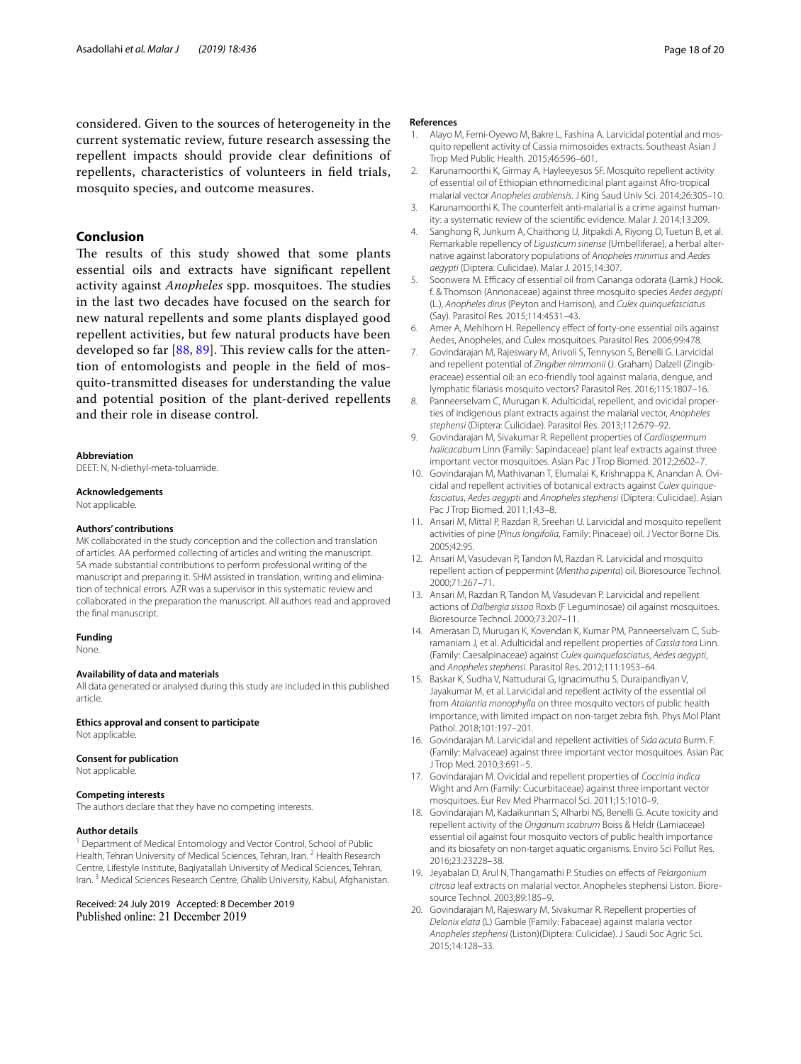considered. Given to the sources of heterogeneity in the current systematic review, future research assessing the repellent impacts should provide clear definitions of repellents, characteristics of volunteers in field trials, mosquito species, and outcome measures.

## Conclusion

The results of this study showed that some plants essential oils and extracts have significant repellent activity against *Anopheles* spp. mosquitoes. The studies in the last two decades have focused on the search for new natural repellents and some plants displayed good repellent activities, but few natural products have been developed so far [88, 89]. This review calls for the attention of entomologists and people in the field of mosquito-transmitted diseases for understanding the value and potential position of the plant-derived repellents and their role in disease control.

#### Abbreviation

DEET: N, N-diethyl-meta-toluamide.

#### Acknowledgements

Not applicable.

#### Authors' contributions

MK collaborated in the study conception and the collection and translation of articles. AA performed collecting of articles and writing the manuscript. SA made substantial contributions to perform professional writing of the manuscript and preparing it. SHM assisted in translation, writing and elimination of technical errors. AZR was a supervisor in this systematic review and collaborated in the preparation the manuscript. All authors read and approved the final manuscript.

#### Funding

None.

#### Availability of data and materials

All data generated or analysed during this study are included in this published article.

#### Ethics approval and consent to participate

Not applicable.

#### Consent for publication

Not applicable.

#### Competing interests

The authors declare that they have no competing interests.

#### Author details

[1] Department of Medical Entomology and Vector Control, School of Public Health, Tehran University of Medical Sciences, Tehran, Iran. [2] Health Research Centre, Lifestyle Institute, Baqiyatallah University of Medical Sciences, Tehran, Iran. [3] Medical Sciences Research Centre, Ghalib University, Kabul, Afghanistan.

Received: 24 July 2019 Accepted: 8 December 2019
Published online: 21 December 2019

#### References

1. Alayo M, Femi-Oyewo M, Bakre L, Fashina A. Larvicidal potential and mosquito repellent activity of Cassia mimosoides extracts. Southeast Asian J Trop Med Public Health. 2015;46:596–601.
2. Karunamoorthi K, Girmay A, Hayleeyesus SF. Mosquito repellent activity of essential oil of Ethiopian ethnomedicinal plant against Afro-tropical malarial vector *Anopheles arabiensis*. J King Saud Univ Sci. 2014;26:305–10.
3. Karunamoorthi K. The counterfeit anti-malarial is a crime against humanity: a systematic review of the scientific evidence. Malar J. 2014;13:209.
4. Sanghong R, Junkum A, Chaithong U, Jitpakdi A, Riyong D, Tuetun B, et al. Remarkable repellency of *Ligusticum sinense* (Umbelliferae), a herbal alternative against laboratory populations of *Anopheles minimus* and *Aedes aegypti* (Diptera: Culicidae). Malar J. 2015;14:307.
5. Soonwera M. Efficacy of essential oil from Cananga odorata (Lamk.) Hook. f. & Thomson (Annonaceae) against three mosquito species *Aedes aegypti* (L.), *Anopheles dirus* (Peyton and Harrison), and *Culex quinquefasciatus* (Say). Parasitol Res. 2015;114:4531–43.
6. Amer A, Mehlhorn H. Repellency effect of forty-one essential oils against Aedes, Anopheles, and Culex mosquitoes. Parasitol Res. 2006;99:478.
7. Govindarajan M, Rajeswary M, Arivoli S, Tennyson S, Benelli G. Larvicidal and repellent potential of *Zingiber nimmonii* (J. Graham) Dalzell (Zingiberaceae) essential oil: an eco-friendly tool against malaria, dengue, and lymphatic filariasis mosquito vectors? Parasitol Res. 2016;115:1807–16.
8. Panneerselvam C, Murugan K. Adulticidal, repellent, and ovicidal properties of indigenous plant extracts against the malarial vector, *Anopheles stephensi* (Diptera: Culicidae). Parasitol Res. 2013;112:679–92.
9. Govindarajan M, Sivakumar R. Repellent properties of *Cardiospermum halicacabum* Linn (Family: Sapindaceae) plant leaf extracts against three important vector mosquitoes. Asian Pac J Trop Biomed. 2012;2:602–7.
10. Govindarajan M, Mathivanan T, Elumalai K, Krishnappa K, Anandan A. Ovicidal and repellent activities of botanical extracts against *Culex quinquefasciatus*, *Aedes aegypti* and *Anopheles stephensi* (Diptera: Culicidae). Asian Pac J Trop Biomed. 2011;1:43–8.
11. Ansari M, Mittal P, Razdan R, Sreehari U. Larvicidal and mosquito repellent activities of pine (*Pinus longifolia*, Family: Pinaceae) oil. J Vector Borne Dis. 2005;42:95.
12. Ansari M, Vasudevan P, Tandon M, Razdan R. Larvicidal and mosquito repellent action of peppermint (*Mentha piperita*) oil. Bioresource Technol. 2000;71:267–71.
13. Ansari M, Razdan R, Tandon M, Vasudevan P. Larvicidal and repellent actions of *Dalbergia sissoo* Roxb (F Leguminosae) oil against mosquitoes. Bioresource Technol. 2000;73:207–11.
14. Amerasan D, Murugan K, Kovendan K, Kumar PM, Panneerselvam C, Subramaniam J, et al. Adulticidal and repellent properties of *Cassia tora* Linn. (Family: Caesalpinaceae) against *Culex quinquefasciatus*, *Aedes aegypti*, and *Anopheles stephensi*. Parasitol Res. 2012;111:1953–64.
15. Baskar K, Sudha V, Nattudurai G, Ignacimuthu S, Duraipandiyan V, Jayakumar M, et al. Larvicidal and repellent activity of the essential oil from *Atalantia monophylla* on three mosquito vectors of public health importance, with limited impact on non-target zebra fish. Phys Mol Plant Pathol. 2018;101:197–201.
16. Govindarajan M. Larvicidal and repellent activities of *Sida acuta* Burm. F. (Family: Malvaceae) against three important vector mosquitoes. Asian Pac J Trop Med. 2010;3:691–5.
17. Govindarajan M. Ovicidal and repellent properties of *Coccinia indica* Wight and Arn (Family: Cucurbitaceae) against three important vector mosquitoes. Eur Rev Med Pharmacol Sci. 2011;15:1010–9.
18. Govindarajan M, Kadaikunnan S, Alharbi NS, Benelli G. Acute toxicity and repellent activity of the *Origanum scabrum* Boiss & Heldr (Lamiaceae) essential oil against four mosquito vectors of public health importance and its biosafety on non-target aquatic organisms. Enviro Sci Pollut Res. 2016;23:23228–38.
19. Jeyabalan D, Arul N, Thangamathi P. Studies on effects of *Pelargonium citrosa* leaf extracts on malarial vector. Anopheles stephensi Liston. Bioresource Technol. 2003;89:185–9.
20. Govindarajan M, Rajeswary M, Sivakumar R. Repellent properties of *Delonix elata* (L) Gamble (Family: Fabaceae) against malaria vector *Anopheles stephensi* (Liston)(Diptera: Culicidae). J Saudi Soc Agric Sci. 2015;14:128–33.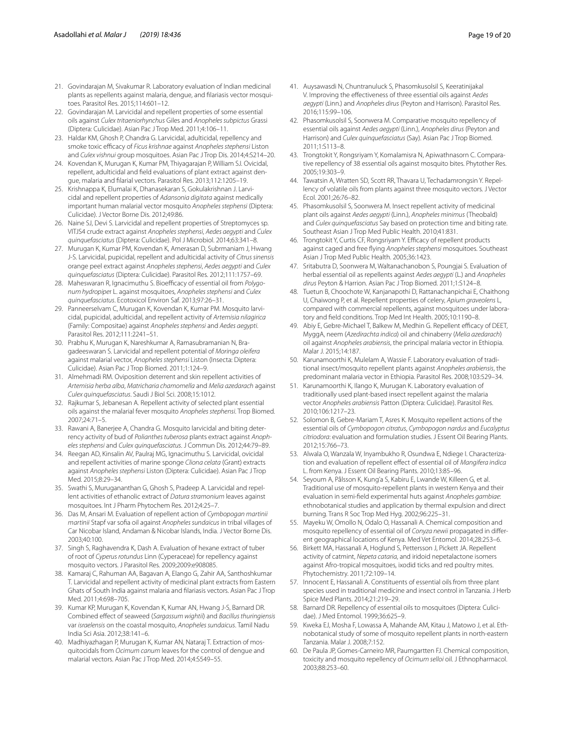21. Govindarajan M, Sivakumar R. Laboratory evaluation of Indian medicinal plants as repellents against malaria, dengue, and filariasis vector mosquitoes. Parasitol Res. 2015;114:601–12.
22. Govindarajan M. Larvicidal and repellent properties of some essential oils against *Culex tritaeniorhynchus* Giles and *Anopheles subpictus* Grassi (Diptera: Culicidae). Asian Pac J Trop Med. 2011;4:106–11.
23. Haldar KM, Ghosh P, Chandra G. Larvicidal, adulticidal, repellency and smoke toxic efficacy of *Ficus krishnae* against *Anopheles stephensi* Liston and *Culex vishnui* group mosquitoes. Asian Pac J Trop Dis. 2014;4:S214–20.
24. Kovendan K, Murugan K, Kumar PM, Thiyagarajan P, William SJ. Ovicidal, repellent, adulticidal and field evaluations of plant extract against dengue, malaria and filarial vectors. Parasitol Res. 2013;112:1205–19.
25. Krishnappa K, Elumalai K, Dhanasekaran S, Gokulakrishnan J. Larvicidal and repellent properties of *Adansonia digitata* against medically important human malarial vector mosquito *Anopheles stephensi* (Diptera: Culicidae). J Vector Borne Dis. 2012;49:86.
26. Naine SJ, Devi S. Larvicidal and repellent properties of Streptomyces sp. VITJS4 crude extract against *Anopheles stephensi*, *Aedes aegypti* and *Culex quinquefasciatus* (Diptera: Culicidae). Pol J Microbiol. 2014;63:341–8.
27. Murugan K, Kumar PM, Kovendan K, Amerasan D, Subrmaniam J, Hwang J-S. Larvicidal, pupicidal, repellent and adulticidal activity of *Citrus sinensis* orange peel extract against *Anopheles stephensi*, *Aedes aegypti* and *Culex quinquefasciatus* (Diptera: Culicidae). Parasitol Res. 2012;111:1757–69.
28. Maheswaran R, Ignacimuthu S. Bioefficacy of essential oil from *Polygonum hydropiper* L. against mosquitoes, *Anopheles stephensi* and *Culex quinquefasciatus*. Ecotoxicol Environ Saf. 2013;97:26–31.
29. Panneerselvam C, Murugan K, Kovendan K, Kumar PM. Mosquito larvicidal, pupicidal, adulticidal, and repellent activity of *Artemisia nilagirica* (Family: Compositae) against *Anopheles stephensi* and *Aedes aegypti*. Parasitol Res. 2012;111:2241–51.
30. Prabhu K, Murugan K, Nareshkumar A, Ramasubramanian N, Bragadeeswaran S. Larvicidal and repellent potential of *Moringa oleifera* against malarial vector, *Anopheles stephensi* Liston (Insecta: Diptera: Culicidae). Asian Pac J Trop Biomed. 2011;1:124–9.
31. Almehmadi RM. Oviposition deterrent and skin repellent activities of *Artemisia herba alba*, *Matricharia chamomella* and *Melia azedarach* against *Culex quinquefasciatus*. Saudi J Biol Sci. 2008;15:1012.
32. Rajkumar S, Jebanesan A. Repellent activity of selected plant essential oils against the malarial fever mosquito *Anopheles stephensi*. Trop Biomed. 2007;24:71–5.
33. Rawani A, Banerjee A, Chandra G. Mosquito larvicidal and biting deterrency activity of bud of *Polianthes tuberosa* plants extract against *Anopheles stephensi* and *Culex quinquefasciatus*. J Commun Dis. 2012;44:79–89.
34. Reegan AD, Kinsalin AV, Paulraj MG, Ignacimuthu S. Larvicidal, ovicidal and repellent activities of marine sponge *Cliona celata* (Grant) extracts against *Anopheles stephensi* Liston (Diptera: Culicidae). Asian Pac J Trop Med. 2015;8:29–34.
35. Swathi S, Murugananthan G, Ghosh S, Pradeep A. Larvicidal and repellent activities of ethanolic extract of *Datura stramonium* leaves against mosquitoes. Int J Pharm Phytochem Res. 2012;4:25–7.
36. Das M, Ansari M. Evaluation of repellent action of *Cymbopogan martinii martinii* Stapf var sofia oil against *Anopheles sundaicus* in tribal villages of Car Nicobar Island, Andaman & Nicobar Islands, India. J Vector Borne Dis. 2003;40:100.
37. Singh S, Raghavendra K, Dash A. Evaluation of hexane extract of tuber of root of *Cyperus rotundus* Linn (Cyperaceae) for repellency against mosquito vectors. J Parasitol Res. 2009;2009:e908085.
38. Kamaraj C, Rahuman AA, Bagavan A, Elango G, Zahir AA, Santhoshkumar T. Larvicidal and repellent activity of medicinal plant extracts from Eastern Ghats of South India against malaria and filariasis vectors. Asian Pac J Trop Med. 2011;4:698–705.
39. Kumar KP, Murugan K, Kovendan K, Kumar AN, Hwang J-S, Barnard DR. Combined effect of seaweed (*Sargassum wightii*) and *Bacillus thuringiensis* var *israelensis* on the coastal mosquito, *Anopheles sundaicus*. Tamil Nadu India Sci Asia. 2012;38:141–6.
40. Madhiyazhagan P, Murugan K, Kumar AN, Nataraj T. Extraction of mosquitocidals from *Ocimum canum* leaves for the control of dengue and malarial vectors. Asian Pac J Trop Med. 2014;4:S549–55.
41. Auysawasdi N, Chuntranuluck S, Phasomkusolsil S, Keeratinijakal V. Improving the effectiveness of three essential oils against *Aedes aegypti* (Linn.) and *Anopheles dirus* (Peyton and Harrison). Parasitol Res. 2016;115:99–106.
42. Phasomkusolsil S, Soonwera M. Comparative mosquito repellency of essential oils against *Aedes aegypti* (Linn.), *Anopheles dirus* (Peyton and Harrison) and *Culex quinquefasciatus* (Say). Asian Pac J Trop Biomed. 2011;1:S113–8.
43. Trongtokit Y, Rongsriyam Y, Komalamisra N, Apiwathnasorn C. Comparative repellency of 38 essential oils against mosquito bites. Phytother Res. 2005;19:303–9.
44. Tawatsin A, Wratten SD, Scott RR, Thavara U, Techadamrongsin Y. Repellency of volatile oils from plants against three mosquito vectors. J Vector Ecol. 2001;26:76–82.
45. Phasomkusolsil S, Soonwera M. Insect repellent activity of medicinal plant oils against *Aedes aegypti* (Linn.), *Anopheles minimus* (Theobald) and *Culex quinquefasciatus* Say based on protection time and biting rate. Southeast Asian J Trop Med Public Health. 2010;41:831.
46. Trongtokit Y, Curtis CF, Rongsriyam Y. Efficacy of repellent products against caged and free flying *Anopheles stephensi* mosquitoes. Southeast Asian J Trop Med Public Health. 2005;36:1423.
47. Sritabutra D, Soonwera M, Waltanachanobon S, Poungjai S. Evaluation of herbal essential oil as repellents against *Aedes aegypti* (L.) and *Anopheles dirus* Peyton & Harrion. Asian Pac J Trop Biomed. 2011;1:S124–8.
48. Tuetun B, Choochote W, Kanjanapothi D, Rattanachanpichai E, Chaithong U, Chaiwong P, et al. Repellent properties of celery, *Apium graveolens* L., compared with commercial repellents, against mosquitoes under laboratory and field conditions. Trop Med Int Health. 2005;10:1190–8.
49. Abiy E, Gebre-Michael T, Balkew M, Medhin G. Repellent efficacy of DEET, MyggA, neem (*Azedirachta indica*) oil and chinaberry (*Melia azedarach*) oil against *Anopheles arabiensis*, the principal malaria vector in Ethiopia. Malar J. 2015;14:187.
50. Karunamoorthi K, Mulelam A, Wassie F. Laboratory evaluation of traditional insect/mosquito repellent plants against *Anopheles arabiensis*, the predominant malaria vector in Ethiopia. Parasitol Res. 2008;103:529–34.
51. Karunamoorthi K, Ilango K, Murugan K. Laboratory evaluation of traditionally used plant-based insect repellent against the malaria vector *Anopheles arabiensis* Patton (Diptera: Culicidae). Parasitol Res. 2010;106:1217–23.
52. Solomon B, Gebre-Mariam T, Asres K. Mosquito repellent actions of the essential oils of *Cymbopogon citratus*, *Cymbopogon nardus* and *Eucalyptus citriodora*: evaluation and formulation studies. J Essent Oil Bearing Plants. 2012;15:766–73.
53. Alwala O, Wanzala W, Inyambukho R, Osundwa E, Ndiege I. Characterization and evaluation of repellent effect of essential oil of *Mangifera indica* L. from Kenya. J Essent Oil Bearing Plants. 2010;13:85–96.
54. Seyoum A, Pålsson K, Kung'a S, Kabiru E, Lwande W, Killeen G, et al. Traditional use of mosquito-repellent plants in western Kenya and their evaluation in semi-field experimental huts against *Anopheles gambiae*: ethnobotanical studies and application by thermal expulsion and direct burning. Trans R Soc Trop Med Hyg. 2002;96:225–31.
55. Mayeku W, Omollo N, Odalo O, Hassanali A. Chemical composition and mosquito repellency of essential oil of *Conyza newii* propagated in different geographical locations of Kenya. Med Vet Entomol. 2014;28:253–6.
56. Birkett MA, Hassanali A, Hoglund S, Pettersson J, Pickett JA. Repellent activity of catmint, *Nepeta cataria*, and iridoid nepetalactone isomers against Afro-tropical mosquitoes, ixodid ticks and red poultry mites. Phytochemistry. 2011;72:109–14.
57. Innocent E, Hassanali A. Constituents of essential oils from three plant species used in traditional medicine and insect control in Tanzania. J Herb Spice Med Plants. 2014;21:219–29.
58. Barnard DR. Repellency of essential oils to mosquitoes (Diptera: Culicidae). J Med Entomol. 1999;36:625–9.
59. Kweka EJ, Mosha F, Lowassa A, Mahande AM, Kitau J, Matowo J, et al. Ethnobotanical study of some of mosquito repellent plants in north-eastern Tanzania. Malar J. 2008;7:152.
60. De Paula JP, Gomes-Carneiro MR, Paumgartten FJ. Chemical composition, toxicity and mosquito repellency of *Ocimum selloi* oil. J Ethnopharmacol. 2003;88:253–60.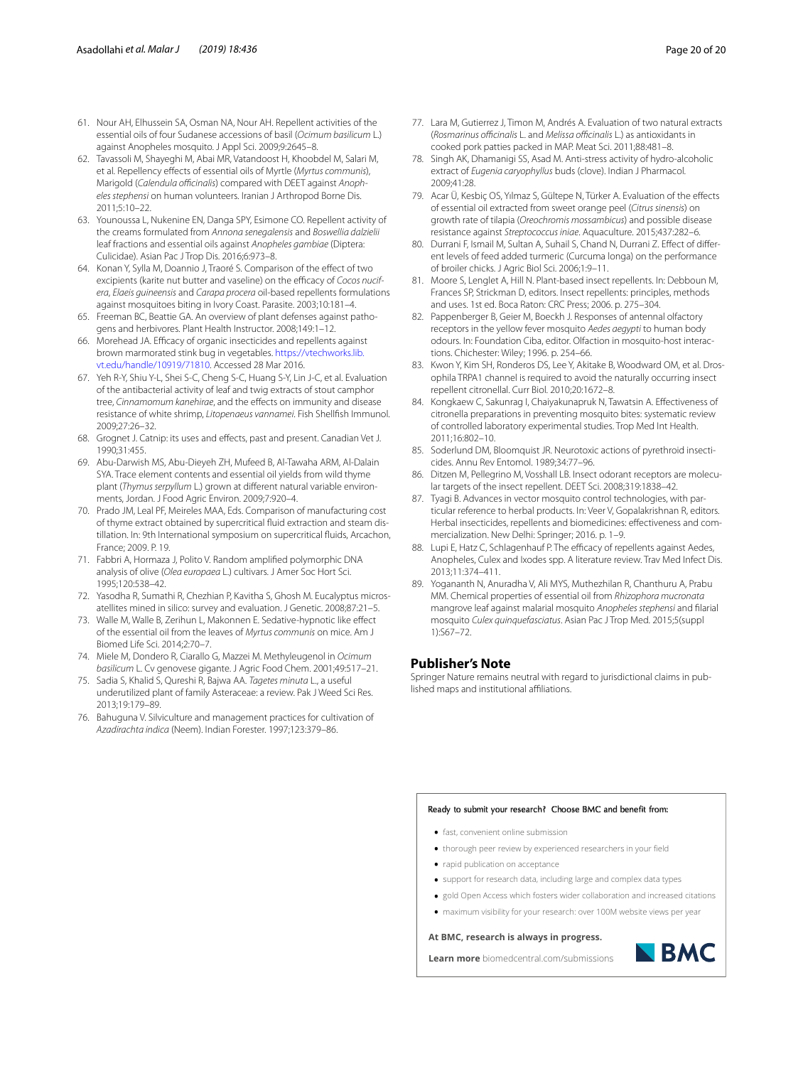61. Nour AH, Elhussein SA, Osman NA, Nour AH. Repellent activities of the essential oils of four Sudanese accessions of basil (*Ocimum basilicum* L.) against Anopheles mosquito. J Appl Sci. 2009;9:2645–8.
62. Tavassoli M, Shayeghi M, Abai MR, Vatandoost H, Khoobdel M, Salari M, et al. Repellency effects of essential oils of Myrtle (*Myrtus communis*), Marigold (*Calendula officinalis*) compared with DEET against *Anopheles stephensi* on human volunteers. Iranian J Arthropod Borne Dis. 2011;5:10–22.
63. Younoussa L, Nukenine EN, Danga SPY, Esimone CO. Repellent activity of the creams formulated from *Annona senegalensis* and *Boswellia dalzielii* leaf fractions and essential oils against *Anopheles gambiae* (Diptera: Culicidae). Asian Pac J Trop Dis. 2016;6:973–8.
64. Konan Y, Sylla M, Doannio J, Traoré S. Comparison of the effect of two excipients (karite nut butter and vaseline) on the efficacy of *Cocos nucifera*, *Elaeis guineensis* and *Carapa procera* oil-based repellents formulations against mosquitoes biting in Ivory Coast. Parasite. 2003;10:181–4.
65. Freeman BC, Beattie GA. An overview of plant defenses against pathogens and herbivores. Plant Health Instructor. 2008;149:1–12.
66. Morehead JA. Efficacy of organic insecticides and repellents against brown marmorated stink bug in vegetables. https://vtechworks.lib.vt.edu/handle/10919/71810. Accessed 28 Mar 2016.
67. Yeh R-Y, Shiu Y-L, Shei S-C, Cheng S-C, Huang S-Y, Lin J-C, et al. Evaluation of the antibacterial activity of leaf and twig extracts of stout camphor tree, *Cinnamomum kanehirae*, and the effects on immunity and disease resistance of white shrimp, *Litopenaeus vannamei*. Fish Shellfish Immunol. 2009;27:26–32.
68. Grognet J. Catnip: its uses and effects, past and present. Canadian Vet J. 1990;31:455.
69. Abu-Darwish MS, Abu-Dieyeh ZH, Mufeed B, Al-Tawaha ARM, Al-Dalain SYA. Trace element contents and essential oil yields from wild thyme plant (*Thymus serpyllum* L.) grown at different natural variable environments, Jordan. J Food Agric Environ. 2009;7:920–4.
70. Prado JM, Leal PF, Meireles MAA, Eds. Comparison of manufacturing cost of thyme extract obtained by supercritical fluid extraction and steam distillation. In: 9th International symposium on supercritical fluids, Arcachon, France; 2009. P. 19.
71. Fabbri A, Hormaza J, Polito V. Random amplified polymorphic DNA analysis of olive (*Olea europaea* L.) cultivars. J Amer Soc Hort Sci. 1995;120:538–42.
72. Yasodha R, Sumathi R, Chezhian P, Kavitha S, Ghosh M. Eucalyptus microsatellites mined in silico: survey and evaluation. J Genetic. 2008;87:21–5.
73. Walle M, Walle B, Zerihun L, Makonnen E. Sedative-hypnotic like effect of the essential oil from the leaves of *Myrtus communis* on mice. Am J Biomed Life Sci. 2014;2:70–7.
74. Miele M, Dondero R, Ciarallo G, Mazzei M. Methyleugenol in *Ocimum basilicum* L. Cv genovese gigante. J Agric Food Chem. 2001;49:517–21.
75. Sadia S, Khalid S, Qureshi R, Bajwa AA. *Tagetes minuta* L., a useful underutilized plant of family Asteraceae: a review. Pak J Weed Sci Res. 2013;19:179–89.
76. Bahuguna V. Silviculture and management practices for cultivation of *Azadirachta indica* (Neem). Indian Forester. 1997;123:379–86.
77. Lara M, Gutierrez J, Timon M, Andrés A. Evaluation of two natural extracts (*Rosmarinus officinalis* L. and *Melissa officinalis* L.) as antioxidants in cooked pork patties packed in MAP. Meat Sci. 2011;88:481–8.
78. Singh AK, Dhamanigi SS, Asad M. Anti-stress activity of hydro-alcoholic extract of *Eugenia caryophyllus* buds (clove). Indian J Pharmacol. 2009;41:28.
79. Acar Ü, Kesbiç OS, Yılmaz S, Gültepe N, Türker A. Evaluation of the effects of essential oil extracted from sweet orange peel (*Citrus sinensis*) on growth rate of tilapia (*Oreochromis mossambicus*) and possible disease resistance against *Streptococcus iniae*. Aquaculture. 2015;437:282–6.
80. Durrani F, Ismail M, Sultan A, Suhail S, Chand N, Durrani Z. Effect of different levels of feed added turmeric (Curcuma longa) on the performance of broiler chicks. J Agric Biol Sci. 2006;1:9–11.
81. Moore S, Lenglet A, Hill N. Plant-based insect repellents. In: Debboun M, Frances SP, Strickman D, editors. Insect repellents: principles, methods and uses. 1st ed. Boca Raton: CRC Press; 2006. p. 275–304.
82. Pappenberger B, Geier M, Boeckh J. Responses of antennal olfactory receptors in the yellow fever mosquito *Aedes aegypti* to human body odours. In: Foundation Ciba, editor. Olfaction in mosquito-host interactions. Chichester: Wiley; 1996. p. 254–66.
83. Kwon Y, Kim SH, Ronderos DS, Lee Y, Akitake B, Woodward OM, et al. Drosophila TRPA1 channel is required to avoid the naturally occurring insect repellent citronellal. Curr Biol. 2010;20:1672–8.
84. Kongkaew C, Sakunrag I, Chaiyakunapruk N, Tawatsin A. Effectiveness of citronella preparations in preventing mosquito bites: systematic review of controlled laboratory experimental studies. Trop Med Int Health. 2011;16:802–10.
85. Soderlund DM, Bloomquist JR. Neurotoxic actions of pyrethroid insecticides. Annu Rev Entomol. 1989;34:77–96.
86. Ditzen M, Pellegrino M, Vosshall LB. Insect odorant receptors are molecular targets of the insect repellent. DEET Sci. 2008;319:1838–42.
87. Tyagi B. Advances in vector mosquito control technologies, with particular reference to herbal products. In: Veer V, Gopalakrishnan R, editors. Herbal insecticides, repellents and biomedicines: effectiveness and commercialization. New Delhi: Springer; 2016. p. 1–9.
88. Lupi E, Hatz C, Schlagenhauf P. The efficacy of repellents against Aedes, Anopheles, Culex and Ixodes spp. A literature review. Trav Med Infect Dis. 2013;11:374–411.
89. Yogananth N, Anuradha V, Ali MYS, Muthezhilan R, Chanthuru A, Prabu MM. Chemical properties of essential oil from *Rhizophora mucronata* mangrove leaf against malarial mosquito *Anopheles stephensi* and filarial mosquito *Culex quinquefasciatus*. Asian Pac J Trop Med. 2015;5(suppl 1):S67–72.

## Publisher's Note

Springer Nature remains neutral with regard to jurisdictional claims in published maps and institutional affiliations.

Ready to submit your research? Choose BMC and benefit from:

- fast, convenient online submission
- thorough peer review by experienced researchers in your field
- rapid publication on acceptance
- support for research data, including large and complex data types
- gold Open Access which fosters wider collaboration and increased citations
- maximum visibility for your research: over 100M website views per year

**At BMC, research is always in progress.**

**Learn more** biomedcentral.com/submissions

BMC